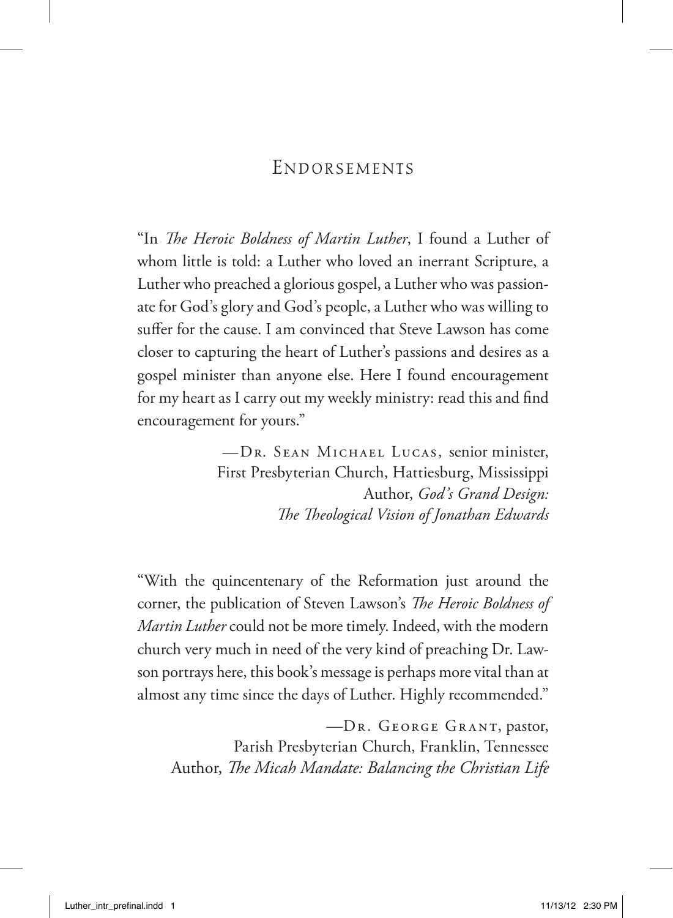# Endorsements

"In *The Heroic Boldness of Martin Luther*, I found a Luther of whom little is told: a Luther who loved an inerrant Scripture, a Luther who preached a glorious gospel, a Luther who was passionate for God's glory and God's people, a Luther who was willing to suffer for the cause. I am convinced that Steve Lawson has come closer to capturing the heart of Luther's passions and desires as a gospel minister than anyone else. Here I found encouragement for my heart as I carry out my weekly ministry: read this and find encouragement for yours."

—Dr. Sean Michael Lucas, senior minister,
First Presbyterian Church, Hattiesburg, Mississippi
Author, *God's Grand Design: The Theological Vision of Jonathan Edwards*

"With the quincentenary of the Reformation just around the corner, the publication of Steven Lawson's *The Heroic Boldness of Martin Luther* could not be more timely. Indeed, with the modern church very much in need of the very kind of preaching Dr. Lawson portrays here, this book's message is perhaps more vital than at almost any time since the days of Luther. Highly recommended."

—Dr. George Grant, pastor,
Parish Presbyterian Church, Franklin, Tennessee
Author, *The Micah Mandate: Balancing the Christian Life*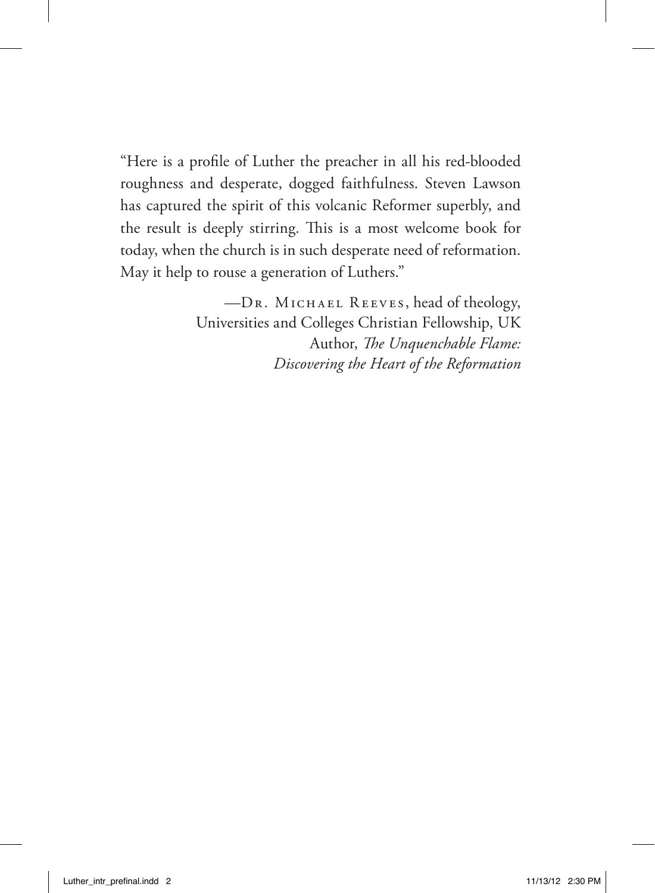"Here is a profile of Luther the preacher in all his red-blooded roughness and desperate, dogged faithfulness. Steven Lawson has captured the spirit of this volcanic Reformer superbly, and the result is deeply stirring. This is a most welcome book for today, when the church is in such desperate need of reformation. May it help to rouse a generation of Luthers."

—Dr. Michael Reeves, head of theology,
Universities and Colleges Christian Fellowship, UK
Author, *The Unquenchable Flame: Discovering the Heart of the Reformation*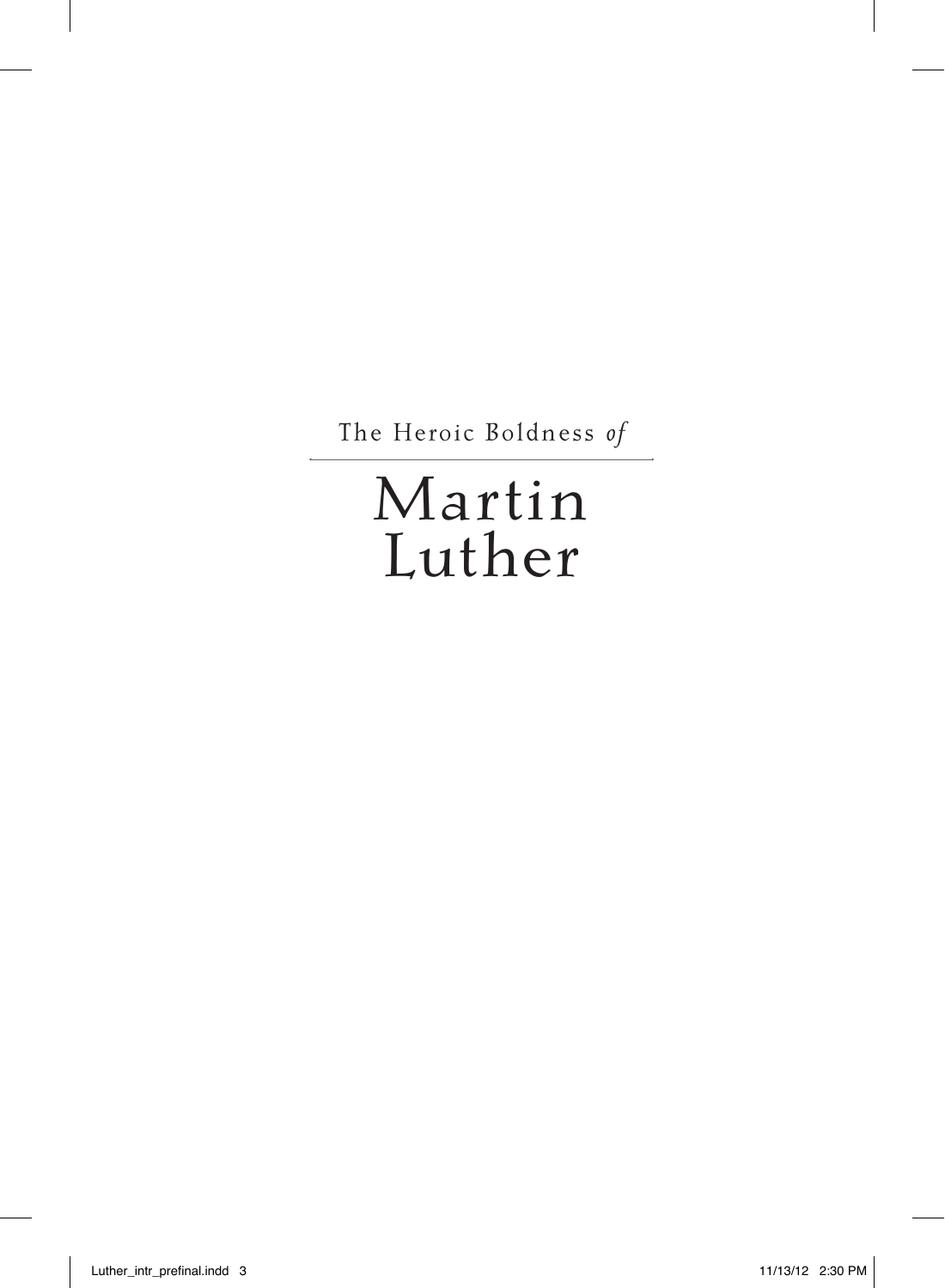The Heroic Boldness *of*

# Martin Luther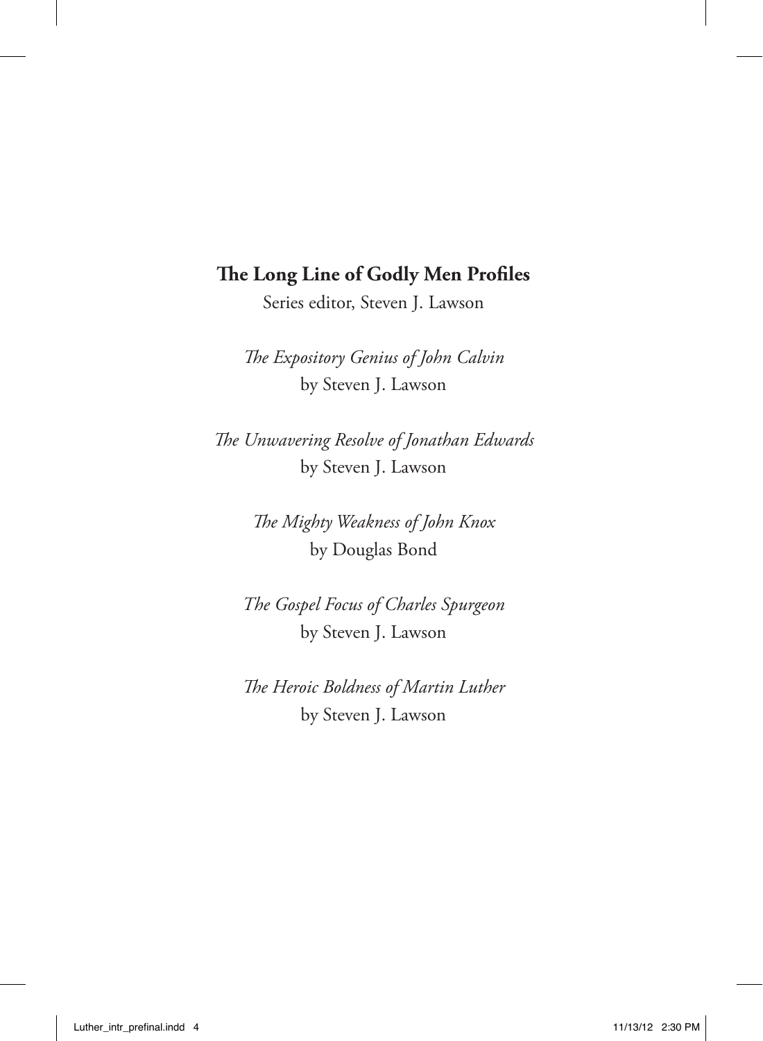**The Long Line of Godly Men Profiles**

Series editor, Steven J. Lawson

*The Expository Genius of John Calvin*
by Steven J. Lawson

*The Unwavering Resolve of Jonathan Edwards*
by Steven J. Lawson

*The Mighty Weakness of John Knox*
by Douglas Bond

*The Gospel Focus of Charles Spurgeon*
by Steven J. Lawson

*The Heroic Boldness of Martin Luther*
by Steven J. Lawson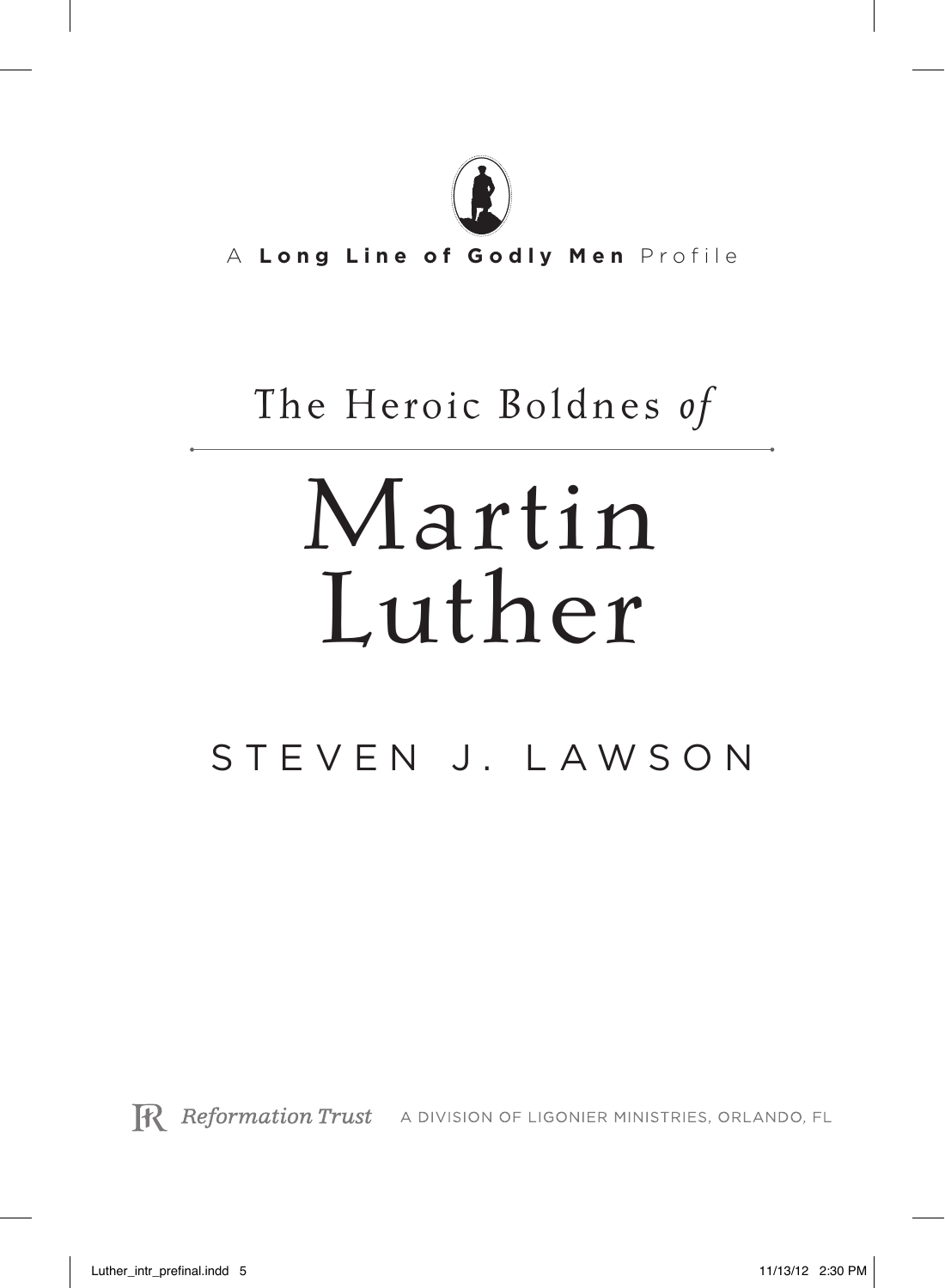A **Long Line of Godly Men** Profile

# The Heroic Boldnes *of*

# Martin Luther

STEVEN J. LAWSON

Reformation Trust A DIVISION OF LIGONIER MINISTRIES, ORLANDO, FL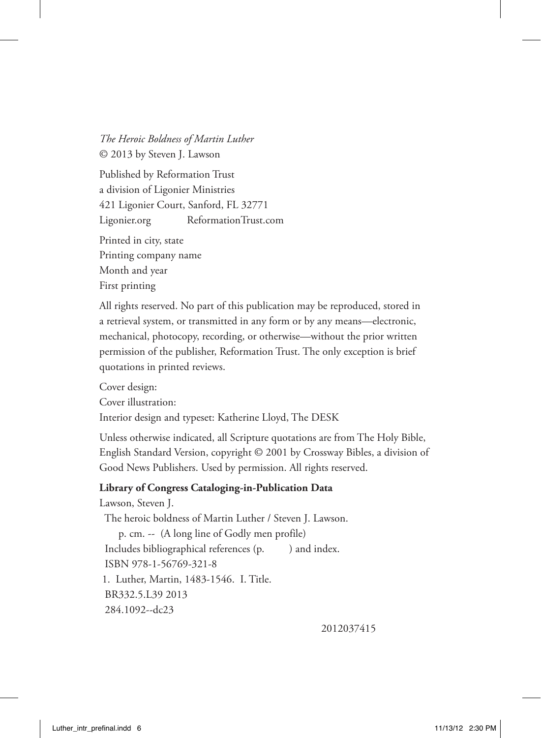*The Heroic Boldness of Martin Luther*
© 2013 by Steven J. Lawson

Published by Reformation Trust
a division of Ligonier Ministries
421 Ligonier Court, Sanford, FL 32771
Ligonier.org ReformationTrust.com

Printed in city, state
Printing company name
Month and year
First printing

All rights reserved. No part of this publication may be reproduced, stored in a retrieval system, or transmitted in any form or by any means—electronic, mechanical, photocopy, recording, or otherwise—without the prior written permission of the publisher, Reformation Trust. The only exception is brief quotations in printed reviews.

Cover design:
Cover illustration:
Interior design and typeset: Katherine Lloyd, The DESK

Unless otherwise indicated, all Scripture quotations are from The Holy Bible, English Standard Version, copyright © 2001 by Crossway Bibles, a division of Good News Publishers. Used by permission. All rights reserved.

**Library of Congress Cataloging-in-Publication Data**

Lawson, Steven J.
The heroic boldness of Martin Luther / Steven J. Lawson.
p. cm. -- (A long line of Godly men profile)
Includes bibliographical references (p. ) and index.
ISBN 978-1-56769-321-8
1. Luther, Martin, 1483-1546. I. Title.
BR332.5.L39 2013
284.1092--dc23

2012037415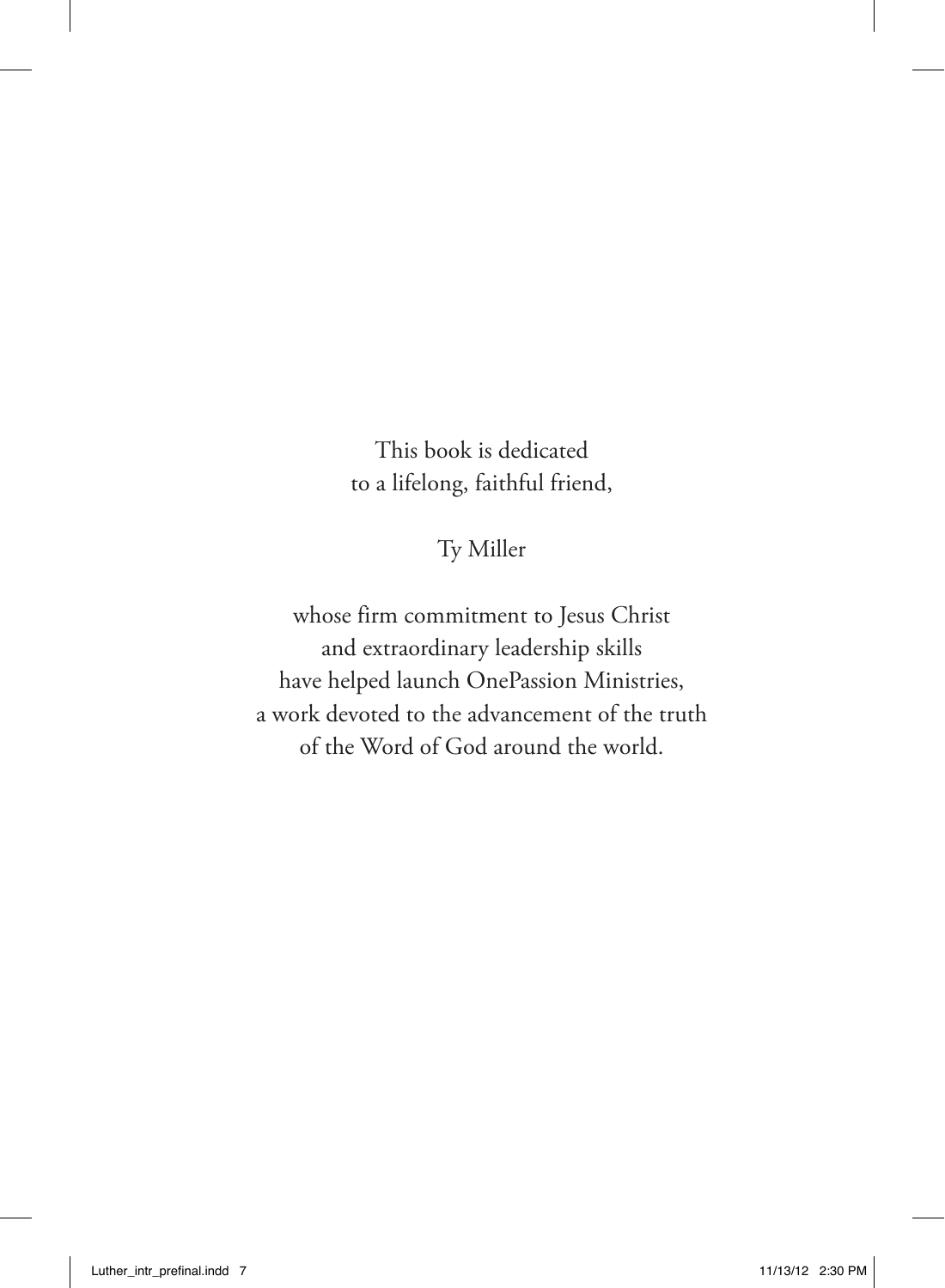This book is dedicated
to a lifelong, faithful friend,

Ty Miller

whose firm commitment to Jesus Christ
and extraordinary leadership skills
have helped launch OnePassion Ministries,
a work devoted to the advancement of the truth
of the Word of God around the world.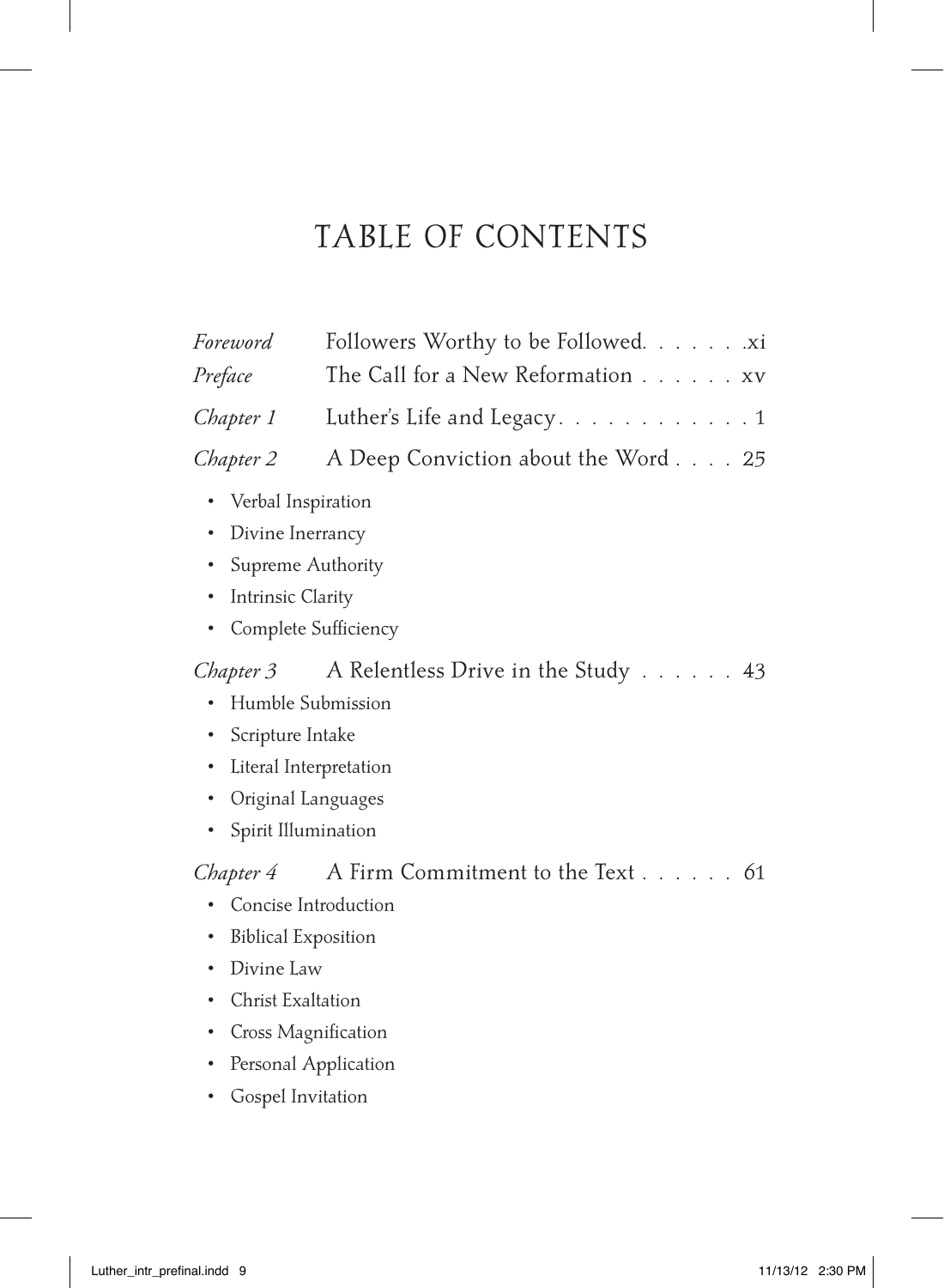# TABLE OF CONTENTS

*Foreword* Followers Worthy to be Followed. . . . . . .xi

*Preface* The Call for a New Reformation . . . . . . xv

*Chapter 1* Luther's Life and Legacy. . . . . . . . . . . . 1

*Chapter 2* A Deep Conviction about the Word . . . . 25

- Verbal Inspiration
- Divine Inerrancy
- Supreme Authority
- Intrinsic Clarity
- Complete Sufficiency

*Chapter 3* A Relentless Drive in the Study . . . . . . 43

- Humble Submission
- Scripture Intake
- Literal Interpretation
- Original Languages
- Spirit Illumination

*Chapter 4* A Firm Commitment to the Text . . . . . . 61

- Concise Introduction
- Biblical Exposition
- Divine Law
- Christ Exaltation
- Cross Magnification
- Personal Application
- Gospel Invitation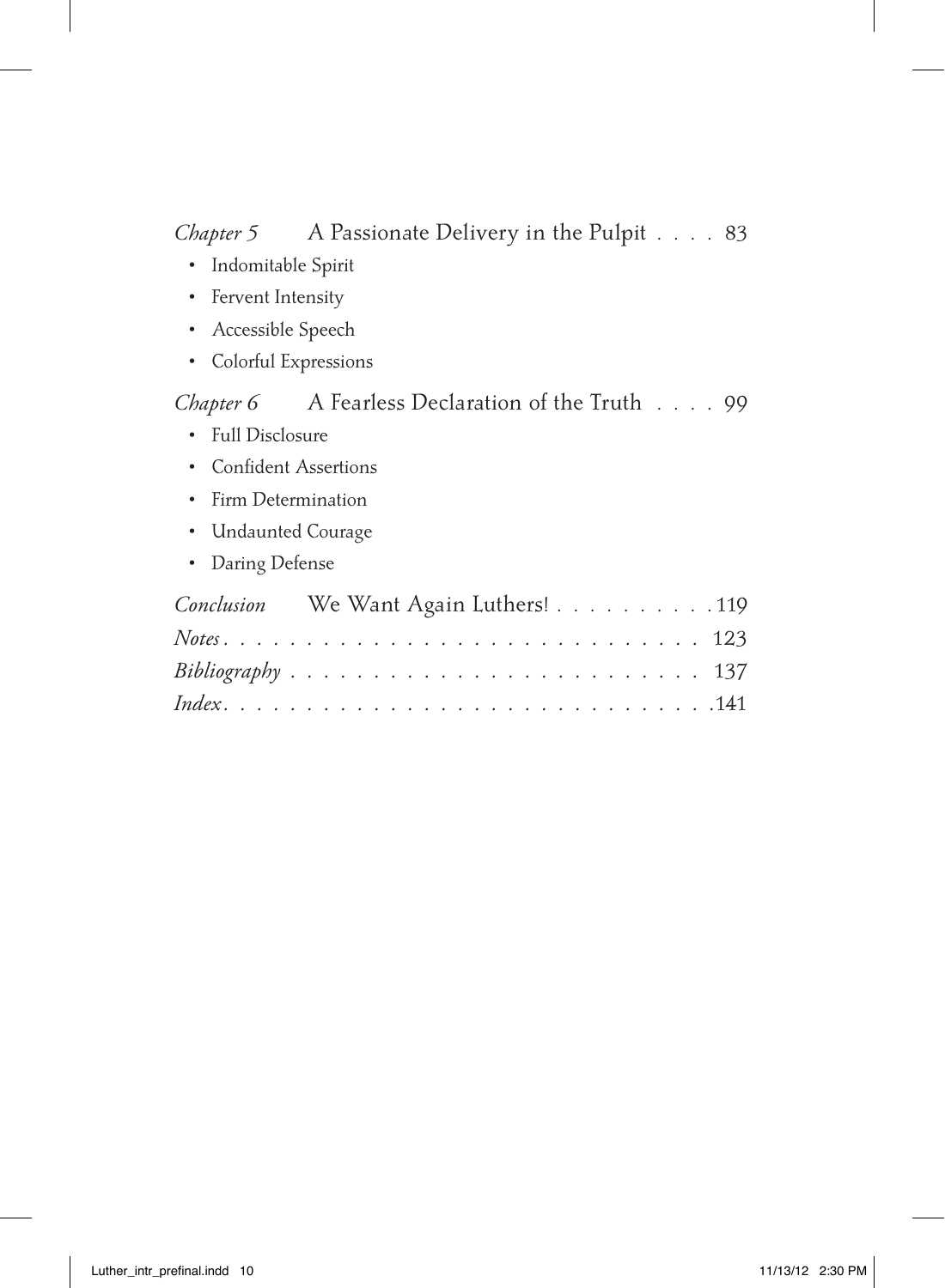*Chapter 5* A Passionate Delivery in the Pulpit . . . . 83

- Indomitable Spirit
- Fervent Intensity
- Accessible Speech
- Colorful Expressions

*Chapter 6* A Fearless Declaration of the Truth . . . . 99

- Full Disclosure
- Confident Assertions
- Firm Determination
- Undaunted Courage
- Daring Defense

*Conclusion* We Want Again Luthers! . . . . . . . . . . 119

*Notes* . . . . . . . . . . . . . . . . . . . . . . . . . . . . 123

*Bibliography* . . . . . . . . . . . . . . . . . . . . . . . . 137

*Index* . . . . . . . . . . . . . . . . . . . . . . . . . . . . 141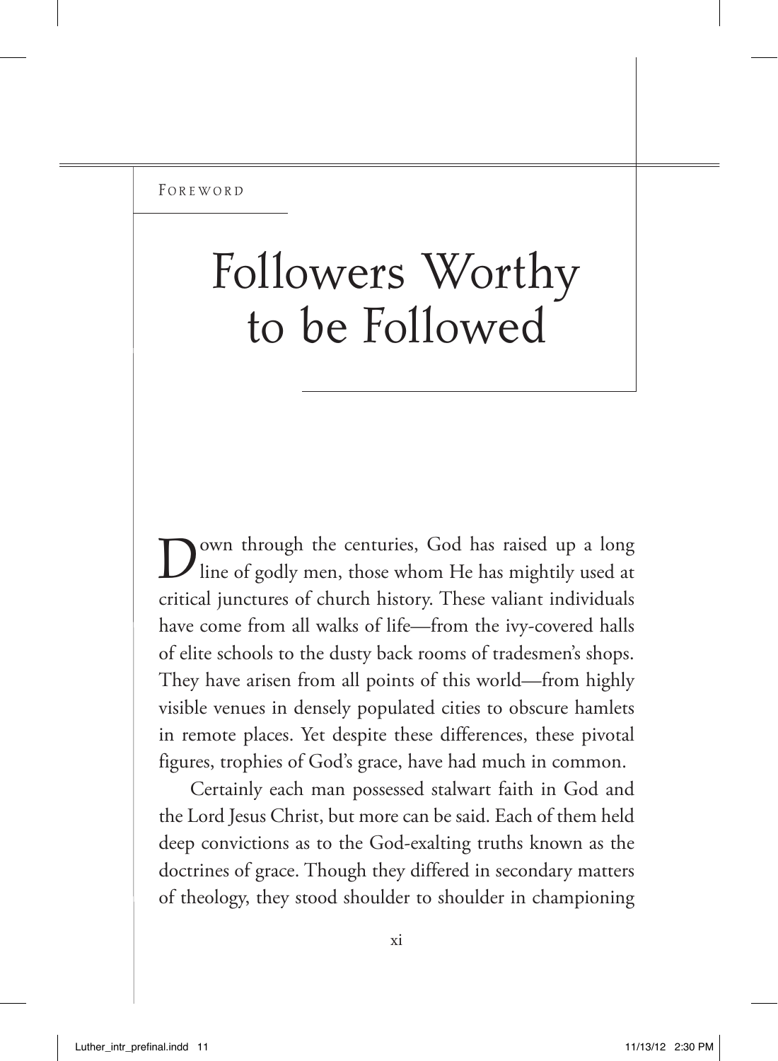FOREWORD

# Followers Worthy to be Followed

Down through the centuries, God has raised up a long line of godly men, those whom He has mightily used at critical junctures of church history. These valiant individuals have come from all walks of life—from the ivy-covered halls of elite schools to the dusty back rooms of tradesmen's shops. They have arisen from all points of this world—from highly visible venues in densely populated cities to obscure hamlets in remote places. Yet despite these differences, these pivotal figures, trophies of God's grace, have had much in common.

Certainly each man possessed stalwart faith in God and the Lord Jesus Christ, but more can be said. Each of them held deep convictions as to the God-exalting truths known as the doctrines of grace. Though they differed in secondary matters of theology, they stood shoulder to shoulder in championing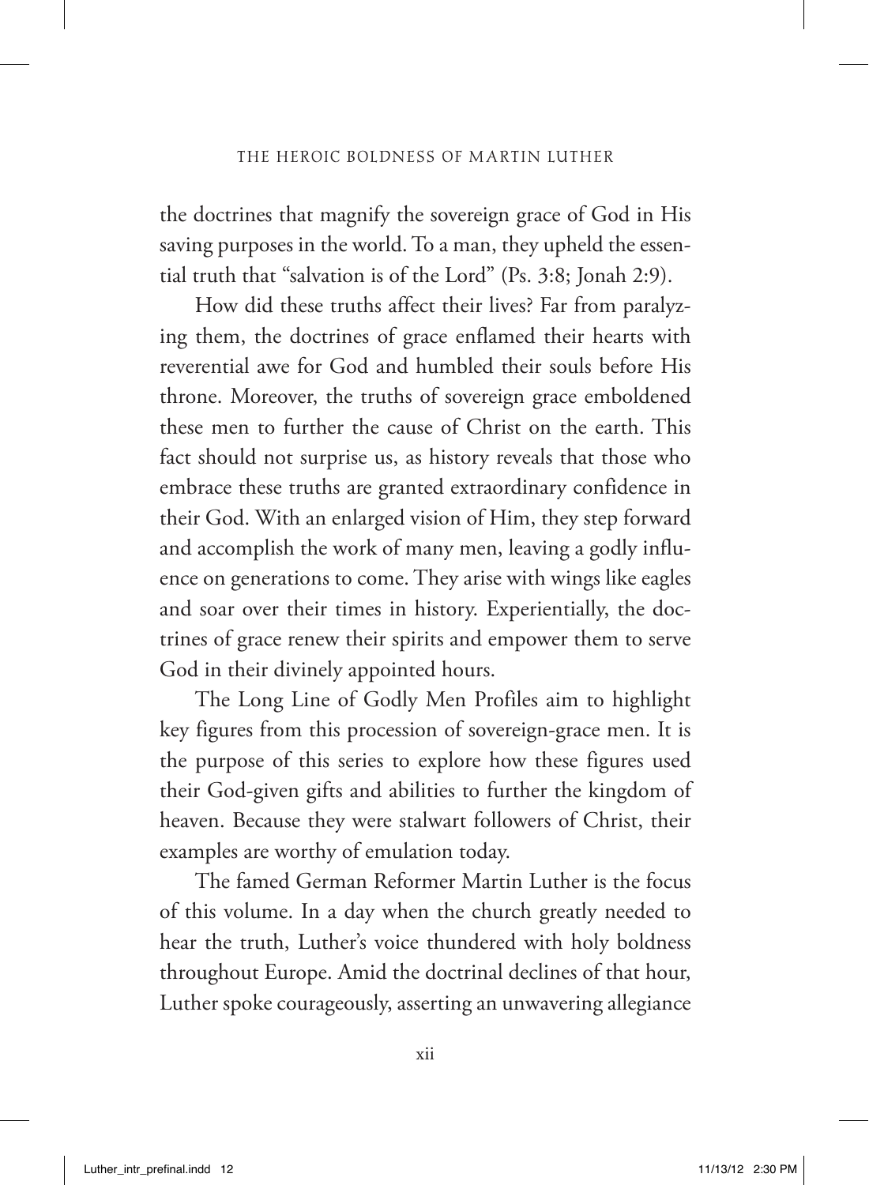the doctrines that magnify the sovereign grace of God in His saving purposes in the world. To a man, they upheld the essential truth that "salvation is of the Lord" (Ps. 3:8; Jonah 2:9).

How did these truths affect their lives? Far from paralyzing them, the doctrines of grace enflamed their hearts with reverential awe for God and humbled their souls before His throne. Moreover, the truths of sovereign grace emboldened these men to further the cause of Christ on the earth. This fact should not surprise us, as history reveals that those who embrace these truths are granted extraordinary confidence in their God. With an enlarged vision of Him, they step forward and accomplish the work of many men, leaving a godly influence on generations to come. They arise with wings like eagles and soar over their times in history. Experientially, the doctrines of grace renew their spirits and empower them to serve God in their divinely appointed hours.

The Long Line of Godly Men Profiles aim to highlight key figures from this procession of sovereign-grace men. It is the purpose of this series to explore how these figures used their God-given gifts and abilities to further the kingdom of heaven. Because they were stalwart followers of Christ, their examples are worthy of emulation today.

The famed German Reformer Martin Luther is the focus of this volume. In a day when the church greatly needed to hear the truth, Luther's voice thundered with holy boldness throughout Europe. Amid the doctrinal declines of that hour, Luther spoke courageously, asserting an unwavering allegiance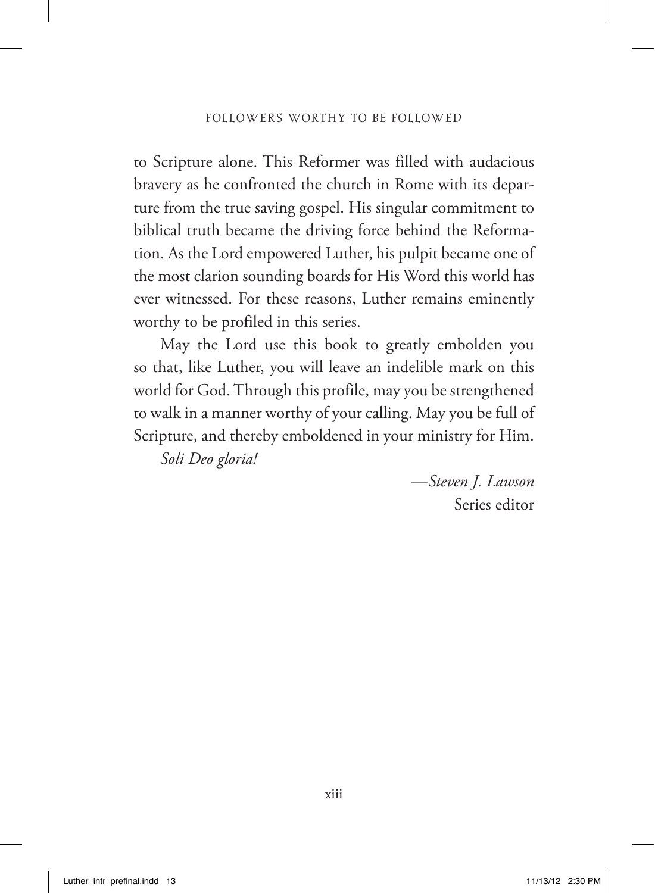to Scripture alone. This Reformer was filled with audacious bravery as he confronted the church in Rome with its departure from the true saving gospel. His singular commitment to biblical truth became the driving force behind the Reformation. As the Lord empowered Luther, his pulpit became one of the most clarion sounding boards for His Word this world has ever witnessed. For these reasons, Luther remains eminently worthy to be profiled in this series.

May the Lord use this book to greatly embolden you so that, like Luther, you will leave an indelible mark on this world for God. Through this profile, may you be strengthened to walk in a manner worthy of your calling. May you be full of Scripture, and thereby emboldened in your ministry for Him.

*Soli Deo gloria!*

—*Steven J. Lawson*
Series editor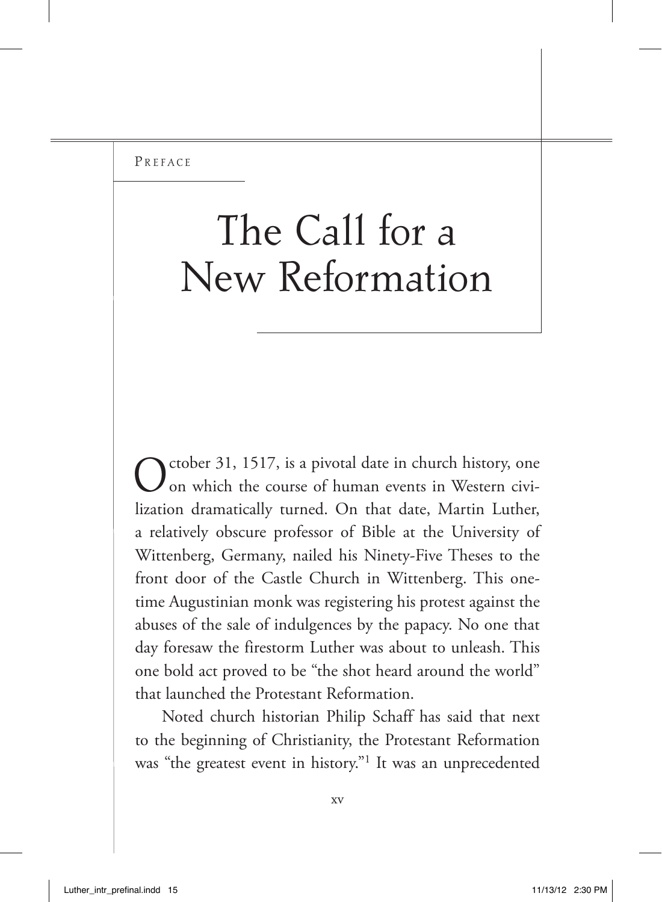Preface

# The Call for a New Reformation

October 31, 1517, is a pivotal date in church history, one on which the course of human events in Western civilization dramatically turned. On that date, Martin Luther, a relatively obscure professor of Bible at the University of Wittenberg, Germany, nailed his Ninety-Five Theses to the front door of the Castle Church in Wittenberg. This onetime Augustinian monk was registering his protest against the abuses of the sale of indulgences by the papacy. No one that day foresaw the firestorm Luther was about to unleash. This one bold act proved to be "the shot heard around the world" that launched the Protestant Reformation.

Noted church historian Philip Schaff has said that next to the beginning of Christianity, the Protestant Reformation was "the greatest event in history."[1] It was an unprecedented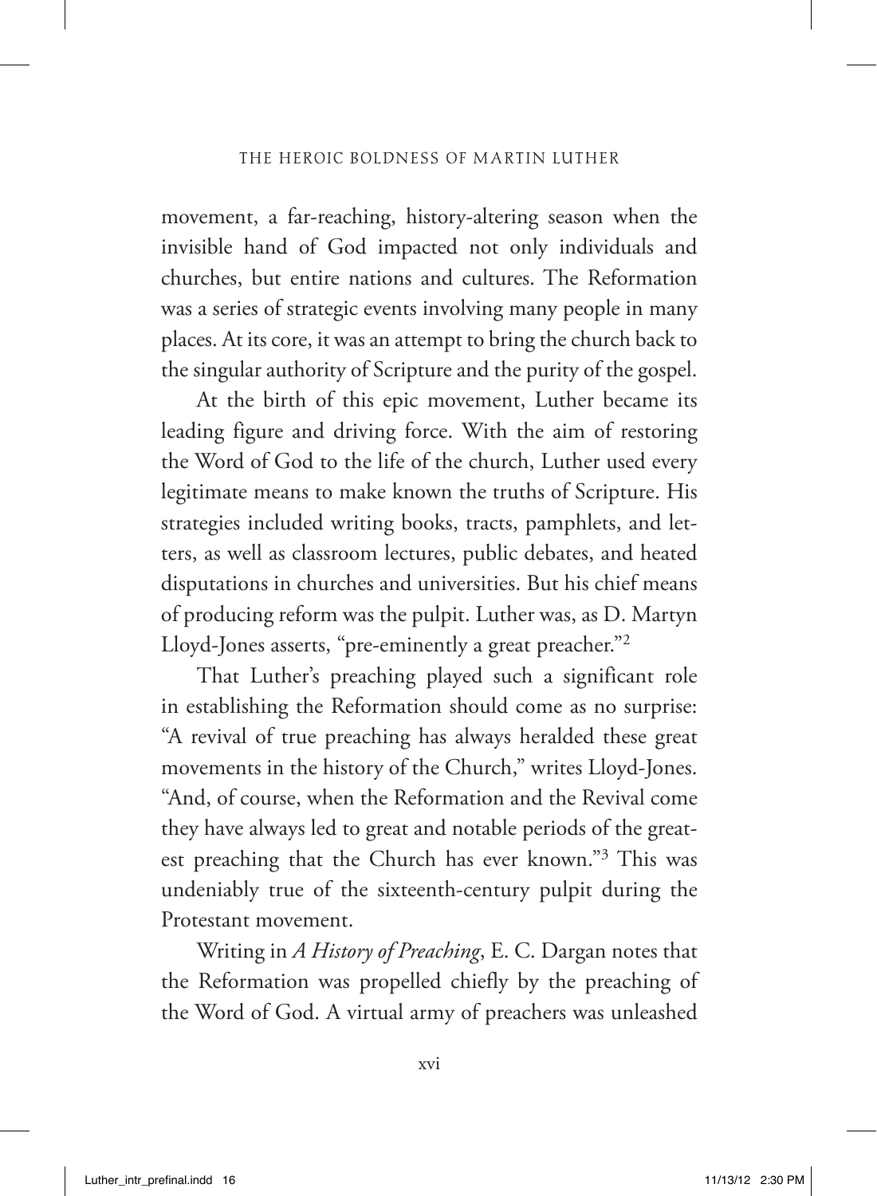movement, a far-reaching, history-altering season when the invisible hand of God impacted not only individuals and churches, but entire nations and cultures. The Reformation was a series of strategic events involving many people in many places. At its core, it was an attempt to bring the church back to the singular authority of Scripture and the purity of the gospel.

At the birth of this epic movement, Luther became its leading figure and driving force. With the aim of restoring the Word of God to the life of the church, Luther used every legitimate means to make known the truths of Scripture. His strategies included writing books, tracts, pamphlets, and letters, as well as classroom lectures, public debates, and heated disputations in churches and universities. But his chief means of producing reform was the pulpit. Luther was, as D. Martyn Lloyd-Jones asserts, "pre-eminently a great preacher."[2]

That Luther's preaching played such a significant role in establishing the Reformation should come as no surprise: "A revival of true preaching has always heralded these great movements in the history of the Church," writes Lloyd-Jones. "And, of course, when the Reformation and the Revival come they have always led to great and notable periods of the greatest preaching that the Church has ever known."[3] This was undeniably true of the sixteenth-century pulpit during the Protestant movement.

Writing in *A History of Preaching*, E. C. Dargan notes that the Reformation was propelled chiefly by the preaching of the Word of God. A virtual army of preachers was unleashed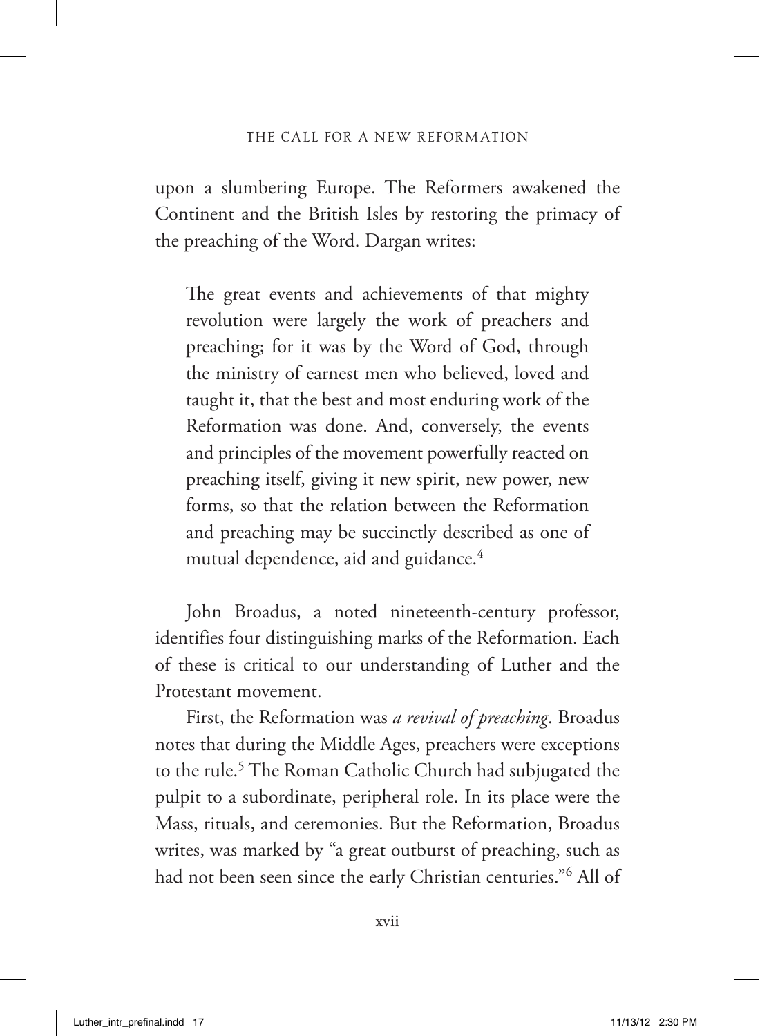upon a slumbering Europe. The Reformers awakened the Continent and the British Isles by restoring the primacy of the preaching of the Word. Dargan writes:

> The great events and achievements of that mighty revolution were largely the work of preachers and preaching; for it was by the Word of God, through the ministry of earnest men who believed, loved and taught it, that the best and most enduring work of the Reformation was done. And, conversely, the events and principles of the movement powerfully reacted on preaching itself, giving it new spirit, new power, new forms, so that the relation between the Reformation and preaching may be succinctly described as one of mutual dependence, aid and guidance.[4]

John Broadus, a noted nineteenth-century professor, identifies four distinguishing marks of the Reformation. Each of these is critical to our understanding of Luther and the Protestant movement.

First, the Reformation was *a revival of preaching*. Broadus notes that during the Middle Ages, preachers were exceptions to the rule.[5] The Roman Catholic Church had subjugated the pulpit to a subordinate, peripheral role. In its place were the Mass, rituals, and ceremonies. But the Reformation, Broadus writes, was marked by "a great outburst of preaching, such as had not been seen since the early Christian centuries."[6] All of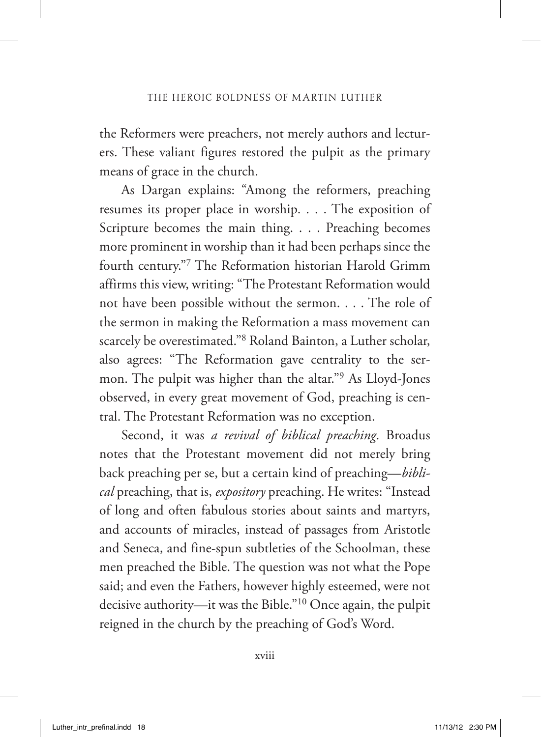the Reformers were preachers, not merely authors and lecturers. These valiant figures restored the pulpit as the primary means of grace in the church.

As Dargan explains: "Among the reformers, preaching resumes its proper place in worship. . . . The exposition of Scripture becomes the main thing. . . . Preaching becomes more prominent in worship than it had been perhaps since the fourth century."[7] The Reformation historian Harold Grimm affirms this view, writing: "The Protestant Reformation would not have been possible without the sermon. . . . The role of the sermon in making the Reformation a mass movement can scarcely be overestimated."[8] Roland Bainton, a Luther scholar, also agrees: "The Reformation gave centrality to the sermon. The pulpit was higher than the altar."[9] As Lloyd-Jones observed, in every great movement of God, preaching is central. The Protestant Reformation was no exception.

Second, it was *a revival of biblical preaching*. Broadus notes that the Protestant movement did not merely bring back preaching per se, but a certain kind of preaching—*biblical* preaching, that is, *expository* preaching. He writes: "Instead of long and often fabulous stories about saints and martyrs, and accounts of miracles, instead of passages from Aristotle and Seneca, and fine-spun subtleties of the Schoolman, these men preached the Bible. The question was not what the Pope said; and even the Fathers, however highly esteemed, were not decisive authority—it was the Bible."[10] Once again, the pulpit reigned in the church by the preaching of God's Word.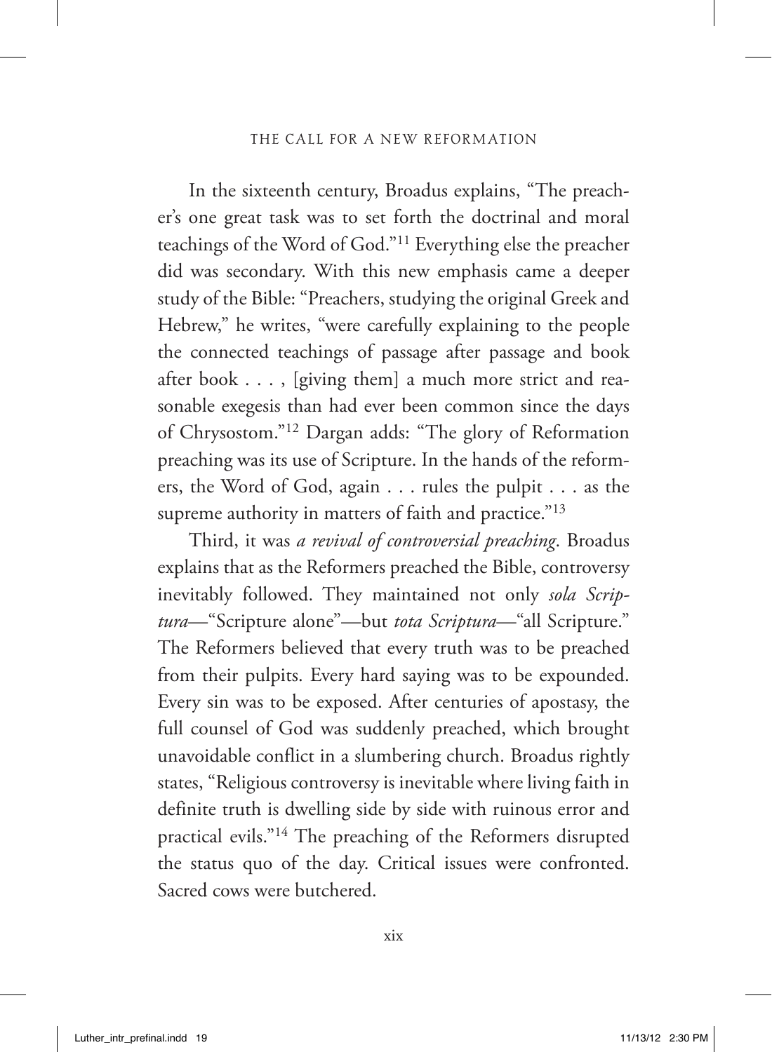In the sixteenth century, Broadus explains, "The preacher's one great task was to set forth the doctrinal and moral teachings of the Word of God."[11] Everything else the preacher did was secondary. With this new emphasis came a deeper study of the Bible: "Preachers, studying the original Greek and Hebrew," he writes, "were carefully explaining to the people the connected teachings of passage after passage and book after book . . . , [giving them] a much more strict and reasonable exegesis than had ever been common since the days of Chrysostom."[12] Dargan adds: "The glory of Reformation preaching was its use of Scripture. In the hands of the reformers, the Word of God, again . . . rules the pulpit . . . as the supreme authority in matters of faith and practice."[13]

Third, it was *a revival of controversial preaching*. Broadus explains that as the Reformers preached the Bible, controversy inevitably followed. They maintained not only *sola Scriptura*—"Scripture alone"—but *tota Scriptura*—"all Scripture." The Reformers believed that every truth was to be preached from their pulpits. Every hard saying was to be expounded. Every sin was to be exposed. After centuries of apostasy, the full counsel of God was suddenly preached, which brought unavoidable conflict in a slumbering church. Broadus rightly states, "Religious controversy is inevitable where living faith in definite truth is dwelling side by side with ruinous error and practical evils."[14] The preaching of the Reformers disrupted the status quo of the day. Critical issues were confronted. Sacred cows were butchered.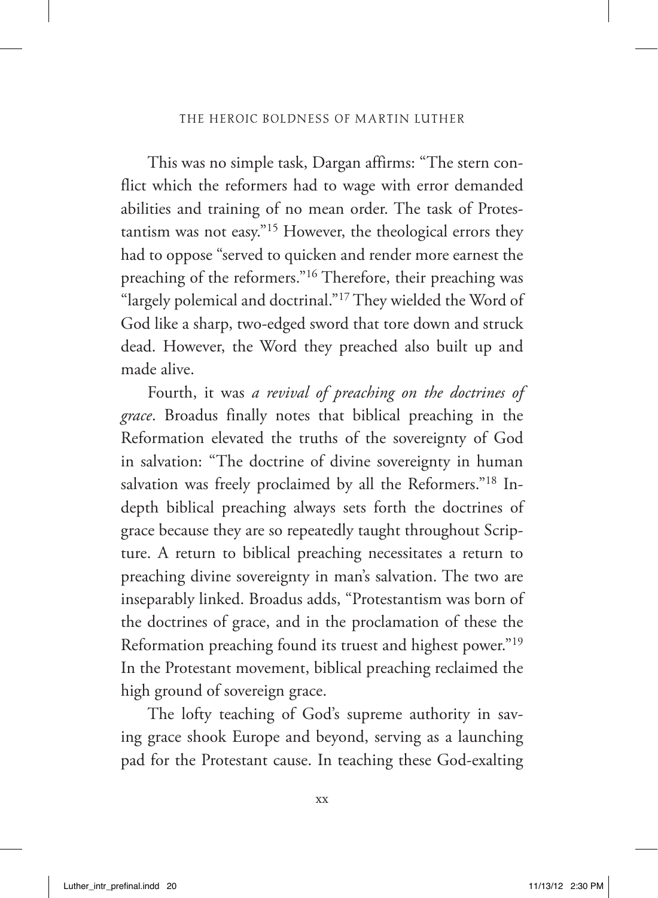This was no simple task, Dargan affirms: "The stern conflict which the reformers had to wage with error demanded abilities and training of no mean order. The task of Protestantism was not easy."[15] However, the theological errors they had to oppose "served to quicken and render more earnest the preaching of the reformers."[16] Therefore, their preaching was "largely polemical and doctrinal."[17] They wielded the Word of God like a sharp, two-edged sword that tore down and struck dead. However, the Word they preached also built up and made alive.

Fourth, it was *a revival of preaching on the doctrines of grace*. Broadus finally notes that biblical preaching in the Reformation elevated the truths of the sovereignty of God in salvation: "The doctrine of divine sovereignty in human salvation was freely proclaimed by all the Reformers."[18] In-depth biblical preaching always sets forth the doctrines of grace because they are so repeatedly taught throughout Scripture. A return to biblical preaching necessitates a return to preaching divine sovereignty in man's salvation. The two are inseparably linked. Broadus adds, "Protestantism was born of the doctrines of grace, and in the proclamation of these the Reformation preaching found its truest and highest power."[19] In the Protestant movement, biblical preaching reclaimed the high ground of sovereign grace.

The lofty teaching of God's supreme authority in saving grace shook Europe and beyond, serving as a launching pad for the Protestant cause. In teaching these God-exalting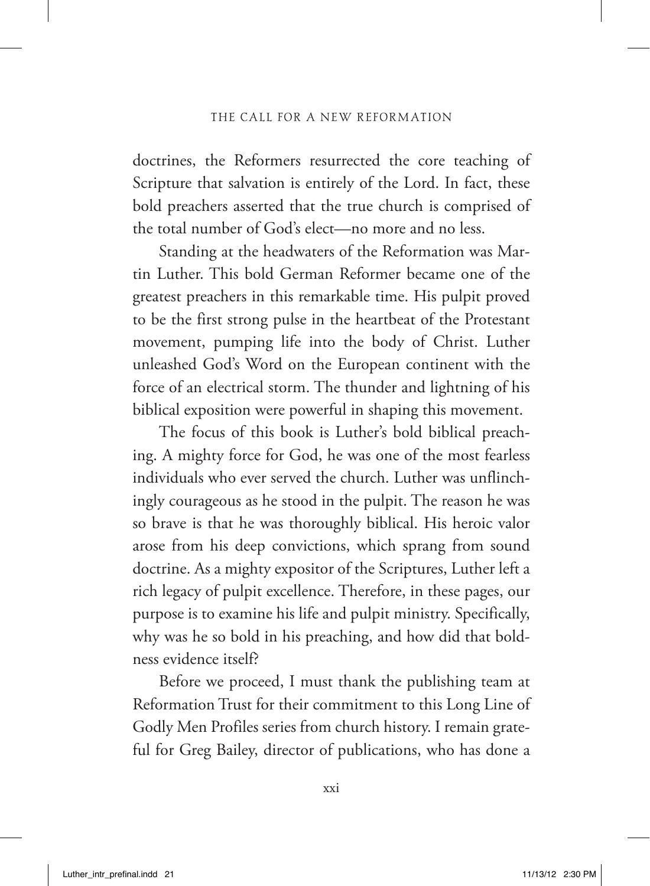doctrines, the Reformers resurrected the core teaching of Scripture that salvation is entirely of the Lord. In fact, these bold preachers asserted that the true church is comprised of the total number of God's elect—no more and no less.

Standing at the headwaters of the Reformation was Martin Luther. This bold German Reformer became one of the greatest preachers in this remarkable time. His pulpit proved to be the first strong pulse in the heartbeat of the Protestant movement, pumping life into the body of Christ. Luther unleashed God's Word on the European continent with the force of an electrical storm. The thunder and lightning of his biblical exposition were powerful in shaping this movement.

The focus of this book is Luther's bold biblical preaching. A mighty force for God, he was one of the most fearless individuals who ever served the church. Luther was unflinchingly courageous as he stood in the pulpit. The reason he was so brave is that he was thoroughly biblical. His heroic valor arose from his deep convictions, which sprang from sound doctrine. As a mighty expositor of the Scriptures, Luther left a rich legacy of pulpit excellence. Therefore, in these pages, our purpose is to examine his life and pulpit ministry. Specifically, why was he so bold in his preaching, and how did that boldness evidence itself?

Before we proceed, I must thank the publishing team at Reformation Trust for their commitment to this Long Line of Godly Men Profiles series from church history. I remain grateful for Greg Bailey, director of publications, who has done a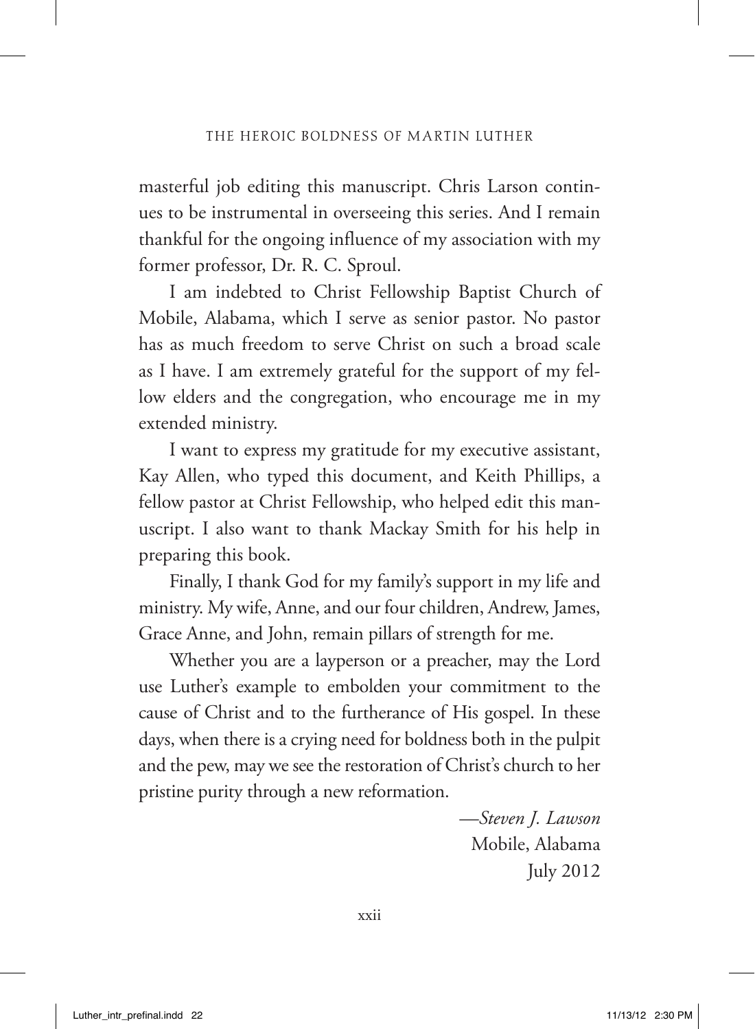masterful job editing this manuscript. Chris Larson continues to be instrumental in overseeing this series. And I remain thankful for the ongoing influence of my association with my former professor, Dr. R. C. Sproul.

I am indebted to Christ Fellowship Baptist Church of Mobile, Alabama, which I serve as senior pastor. No pastor has as much freedom to serve Christ on such a broad scale as I have. I am extremely grateful for the support of my fellow elders and the congregation, who encourage me in my extended ministry.

I want to express my gratitude for my executive assistant, Kay Allen, who typed this document, and Keith Phillips, a fellow pastor at Christ Fellowship, who helped edit this manuscript. I also want to thank Mackay Smith for his help in preparing this book.

Finally, I thank God for my family's support in my life and ministry. My wife, Anne, and our four children, Andrew, James, Grace Anne, and John, remain pillars of strength for me.

Whether you are a layperson or a preacher, may the Lord use Luther's example to embolden your commitment to the cause of Christ and to the furtherance of His gospel. In these days, when there is a crying need for boldness both in the pulpit and the pew, may we see the restoration of Christ's church to her pristine purity through a new reformation.

—*Steven J. Lawson*
Mobile, Alabama
July 2012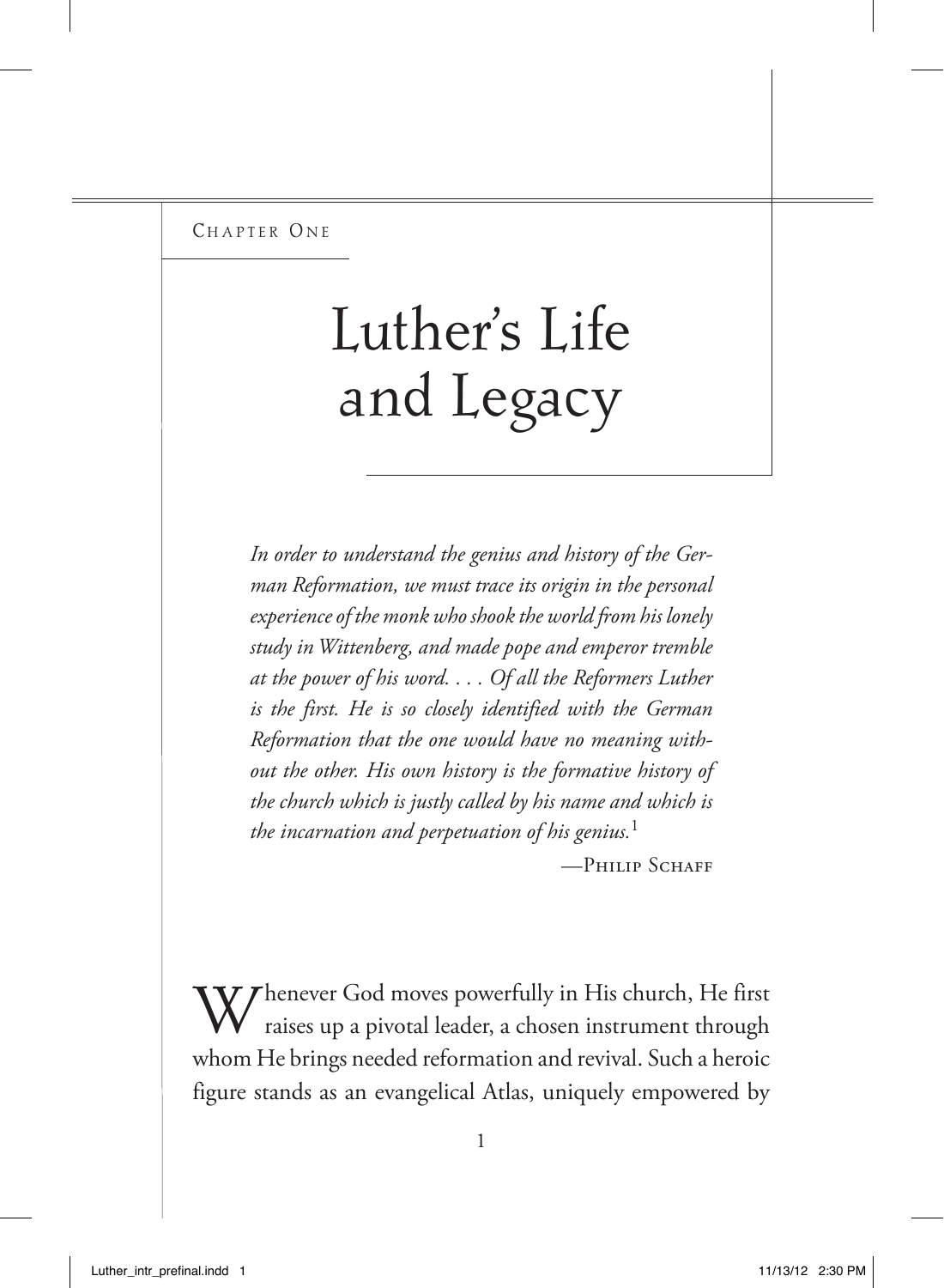Chapter One

# Luther's Life and Legacy

*In order to understand the genius and history of the German Reformation, we must trace its origin in the personal experience of the monk who shook the world from his lonely study in Wittenberg, and made pope and emperor tremble at the power of his word. . . . Of all the Reformers Luther is the first. He is so closely identified with the German Reformation that the one would have no meaning without the other. His own history is the formative history of the church which is justly called by his name and which is the incarnation and perpetuation of his genius.*[1]

—Philip Schaff

Whenever God moves powerfully in His church, He first raises up a pivotal leader, a chosen instrument through whom He brings needed reformation and revival. Such a heroic figure stands as an evangelical Atlas, uniquely empowered by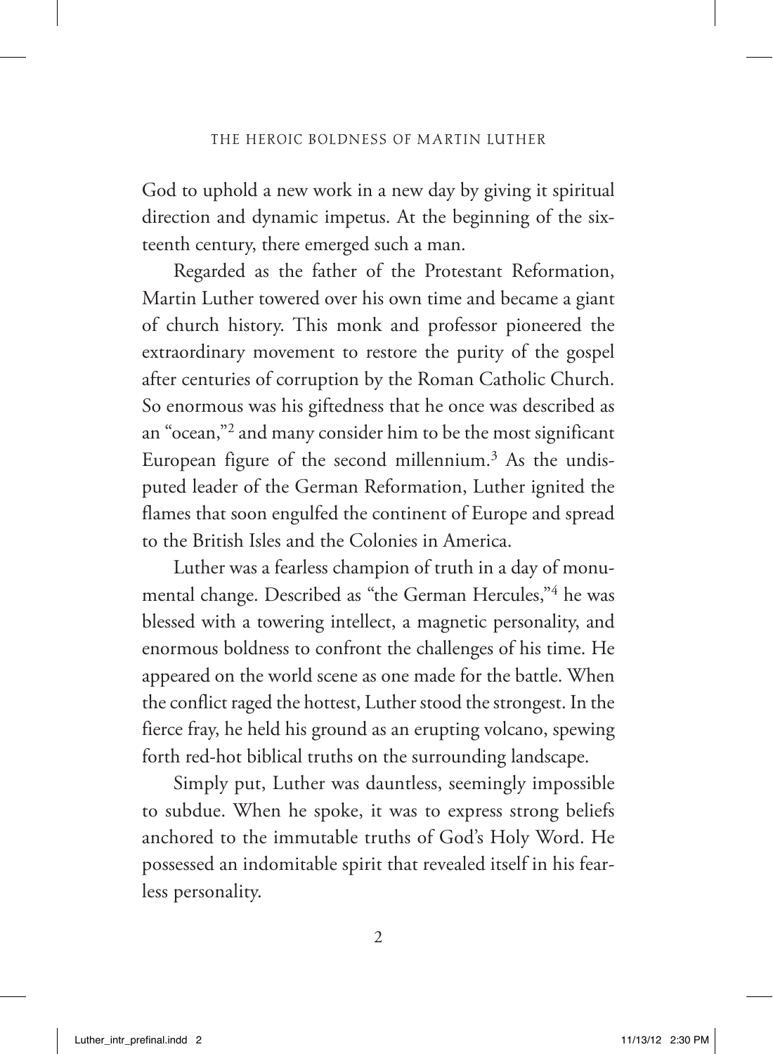God to uphold a new work in a new day by giving it spiritual direction and dynamic impetus. At the beginning of the sixteenth century, there emerged such a man.

Regarded as the father of the Protestant Reformation, Martin Luther towered over his own time and became a giant of church history. This monk and professor pioneered the extraordinary movement to restore the purity of the gospel after centuries of corruption by the Roman Catholic Church. So enormous was his giftedness that he once was described as an "ocean,"[2] and many consider him to be the most significant European figure of the second millennium.[3] As the undisputed leader of the German Reformation, Luther ignited the flames that soon engulfed the continent of Europe and spread to the British Isles and the Colonies in America.

Luther was a fearless champion of truth in a day of monumental change. Described as "the German Hercules,"[4] he was blessed with a towering intellect, a magnetic personality, and enormous boldness to confront the challenges of his time. He appeared on the world scene as one made for the battle. When the conflict raged the hottest, Luther stood the strongest. In the fierce fray, he held his ground as an erupting volcano, spewing forth red-hot biblical truths on the surrounding landscape.

Simply put, Luther was dauntless, seemingly impossible to subdue. When he spoke, it was to express strong beliefs anchored to the immutable truths of God's Holy Word. He possessed an indomitable spirit that revealed itself in his fearless personality.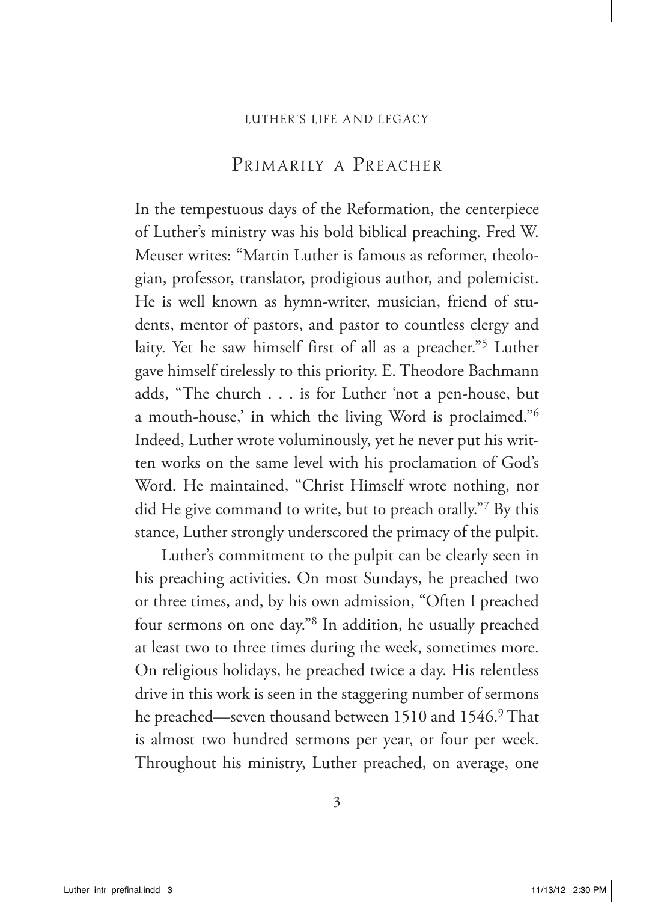## Primarily a Preacher

In the tempestuous days of the Reformation, the centerpiece of Luther's ministry was his bold biblical preaching. Fred W. Meuser writes: "Martin Luther is famous as reformer, theologian, professor, translator, prodigious author, and polemicist. He is well known as hymn-writer, musician, friend of students, mentor of pastors, and pastor to countless clergy and laity. Yet he saw himself first of all as a preacher."[5] Luther gave himself tirelessly to this priority. E. Theodore Bachmann adds, "The church . . . is for Luther 'not a pen-house, but a mouth-house,' in which the living Word is proclaimed."[6] Indeed, Luther wrote voluminously, yet he never put his written works on the same level with his proclamation of God's Word. He maintained, "Christ Himself wrote nothing, nor did He give command to write, but to preach orally."[7] By this stance, Luther strongly underscored the primacy of the pulpit.

Luther's commitment to the pulpit can be clearly seen in his preaching activities. On most Sundays, he preached two or three times, and, by his own admission, "Often I preached four sermons on one day."[8] In addition, he usually preached at least two to three times during the week, sometimes more. On religious holidays, he preached twice a day. His relentless drive in this work is seen in the staggering number of sermons he preached—seven thousand between 1510 and 1546.[9] That is almost two hundred sermons per year, or four per week. Throughout his ministry, Luther preached, on average, one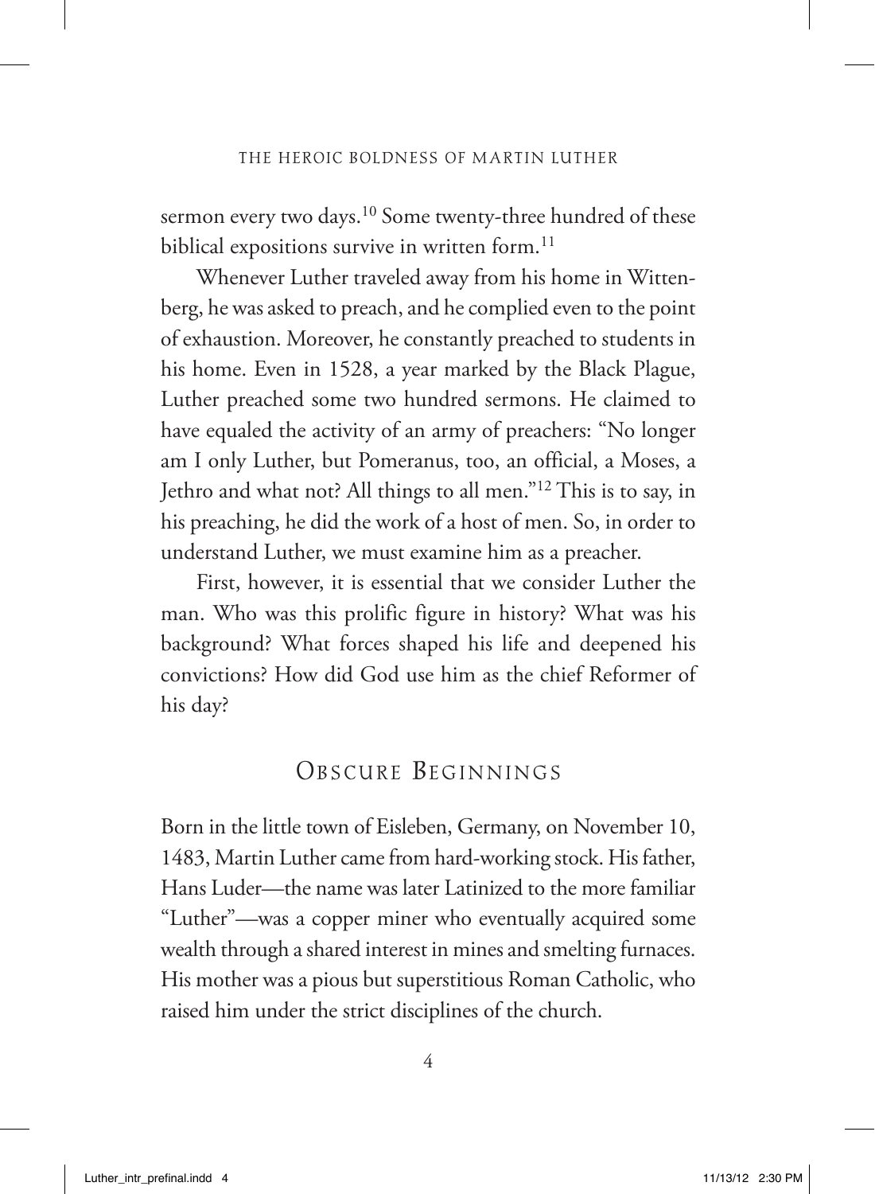sermon every two days.[10] Some twenty-three hundred of these biblical expositions survive in written form.[11]

Whenever Luther traveled away from his home in Wittenberg, he was asked to preach, and he complied even to the point of exhaustion. Moreover, he constantly preached to students in his home. Even in 1528, a year marked by the Black Plague, Luther preached some two hundred sermons. He claimed to have equaled the activity of an army of preachers: "No longer am I only Luther, but Pomeranus, too, an official, a Moses, a Jethro and what not? All things to all men."[12] This is to say, in his preaching, he did the work of a host of men. So, in order to understand Luther, we must examine him as a preacher.

First, however, it is essential that we consider Luther the man. Who was this prolific figure in history? What was his background? What forces shaped his life and deepened his convictions? How did God use him as the chief Reformer of his day?

## Obscure Beginnings

Born in the little town of Eisleben, Germany, on November 10, 1483, Martin Luther came from hard-working stock. His father, Hans Luder—the name was later Latinized to the more familiar "Luther"—was a copper miner who eventually acquired some wealth through a shared interest in mines and smelting furnaces. His mother was a pious but superstitious Roman Catholic, who raised him under the strict disciplines of the church.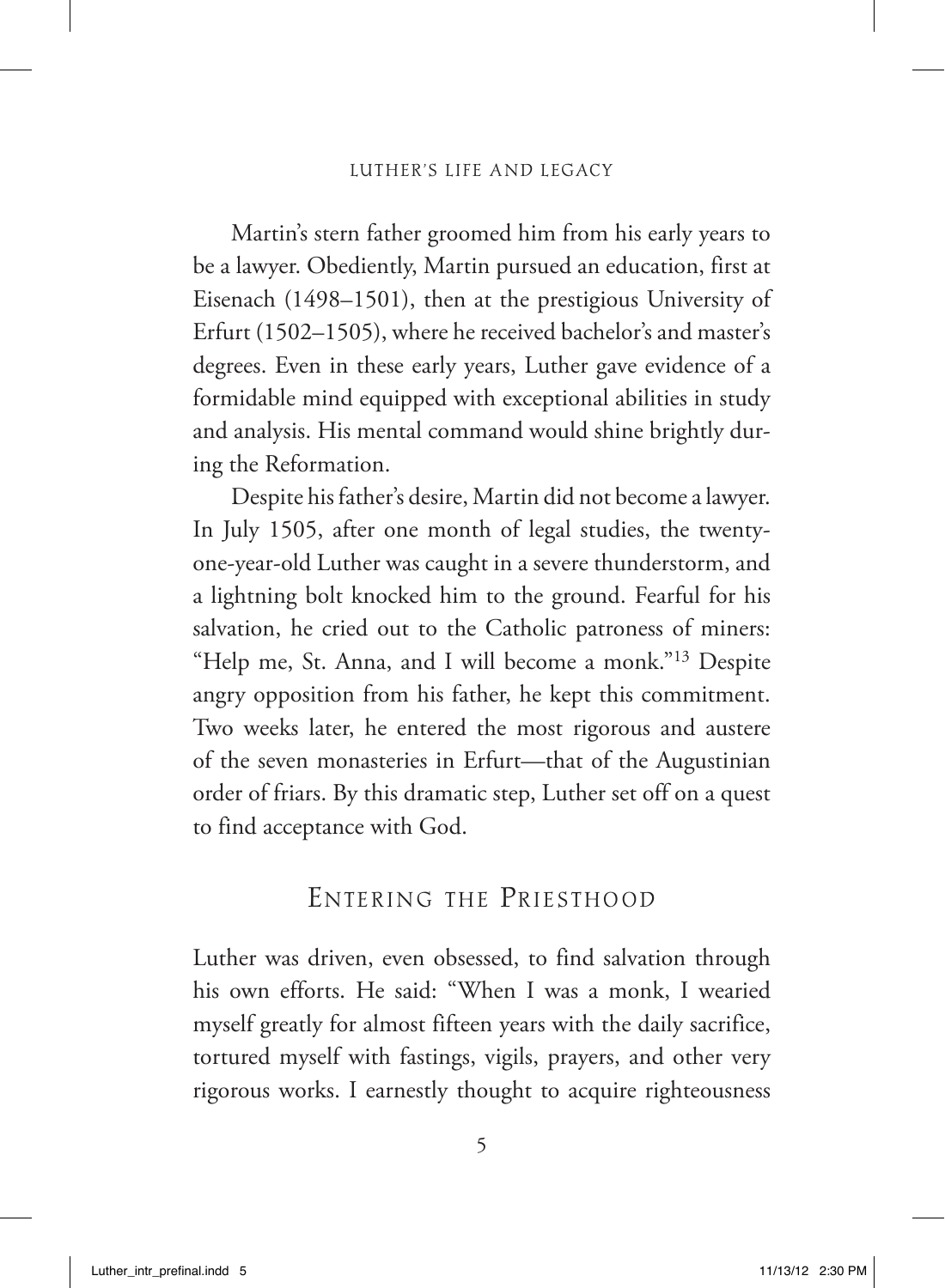Martin's stern father groomed him from his early years to be a lawyer. Obediently, Martin pursued an education, first at Eisenach (1498–1501), then at the prestigious University of Erfurt (1502–1505), where he received bachelor's and master's degrees. Even in these early years, Luther gave evidence of a formidable mind equipped with exceptional abilities in study and analysis. His mental command would shine brightly during the Reformation.

Despite his father's desire, Martin did not become a lawyer. In July 1505, after one month of legal studies, the twenty-one-year-old Luther was caught in a severe thunderstorm, and a lightning bolt knocked him to the ground. Fearful for his salvation, he cried out to the Catholic patroness of miners: "Help me, St. Anna, and I will become a monk."[13] Despite angry opposition from his father, he kept this commitment. Two weeks later, he entered the most rigorous and austere of the seven monasteries in Erfurt—that of the Augustinian order of friars. By this dramatic step, Luther set off on a quest to find acceptance with God.

## Entering the Priesthood

Luther was driven, even obsessed, to find salvation through his own efforts. He said: "When I was a monk, I wearied myself greatly for almost fifteen years with the daily sacrifice, tortured myself with fastings, vigils, prayers, and other very rigorous works. I earnestly thought to acquire righteousness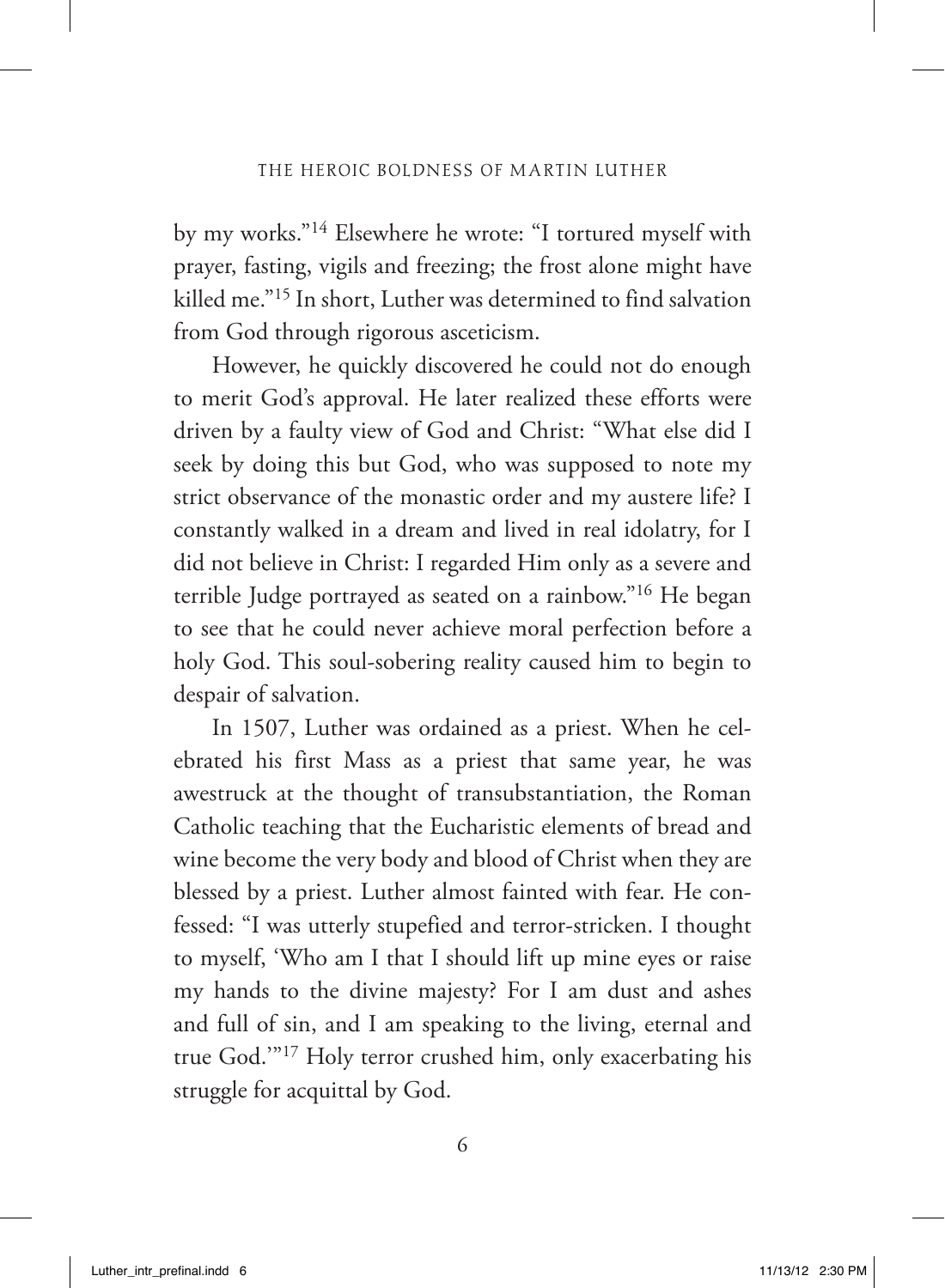by my works."[14] Elsewhere he wrote: "I tortured myself with prayer, fasting, vigils and freezing; the frost alone might have killed me."[15] In short, Luther was determined to find salvation from God through rigorous asceticism.

However, he quickly discovered he could not do enough to merit God's approval. He later realized these efforts were driven by a faulty view of God and Christ: "What else did I seek by doing this but God, who was supposed to note my strict observance of the monastic order and my austere life? I constantly walked in a dream and lived in real idolatry, for I did not believe in Christ: I regarded Him only as a severe and terrible Judge portrayed as seated on a rainbow."[16] He began to see that he could never achieve moral perfection before a holy God. This soul-sobering reality caused him to begin to despair of salvation.

In 1507, Luther was ordained as a priest. When he celebrated his first Mass as a priest that same year, he was awestruck at the thought of transubstantiation, the Roman Catholic teaching that the Eucharistic elements of bread and wine become the very body and blood of Christ when they are blessed by a priest. Luther almost fainted with fear. He confessed: "I was utterly stupefied and terror-stricken. I thought to myself, 'Who am I that I should lift up mine eyes or raise my hands to the divine majesty? For I am dust and ashes and full of sin, and I am speaking to the living, eternal and true God.'"[17] Holy terror crushed him, only exacerbating his struggle for acquittal by God.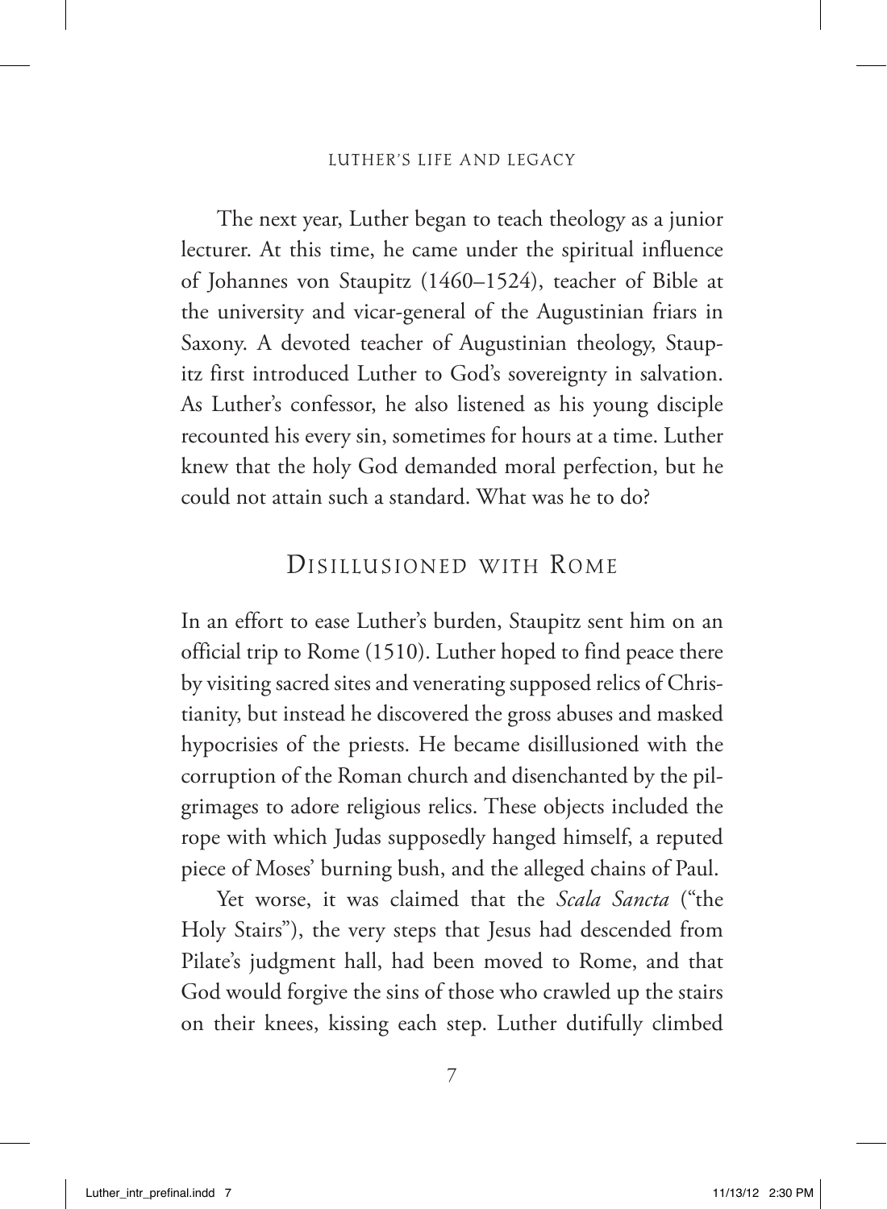The next year, Luther began to teach theology as a junior lecturer. At this time, he came under the spiritual influence of Johannes von Staupitz (1460–1524), teacher of Bible at the university and vicar-general of the Augustinian friars in Saxony. A devoted teacher of Augustinian theology, Staupitz first introduced Luther to God's sovereignty in salvation. As Luther's confessor, he also listened as his young disciple recounted his every sin, sometimes for hours at a time. Luther knew that the holy God demanded moral perfection, but he could not attain such a standard. What was he to do?

## Disillusioned with Rome

In an effort to ease Luther's burden, Staupitz sent him on an official trip to Rome (1510). Luther hoped to find peace there by visiting sacred sites and venerating supposed relics of Christianity, but instead he discovered the gross abuses and masked hypocrisies of the priests. He became disillusioned with the corruption of the Roman church and disenchanted by the pilgrimages to adore religious relics. These objects included the rope with which Judas supposedly hanged himself, a reputed piece of Moses' burning bush, and the alleged chains of Paul.

Yet worse, it was claimed that the *Scala Sancta* ("the Holy Stairs"), the very steps that Jesus had descended from Pilate's judgment hall, had been moved to Rome, and that God would forgive the sins of those who crawled up the stairs on their knees, kissing each step. Luther dutifully climbed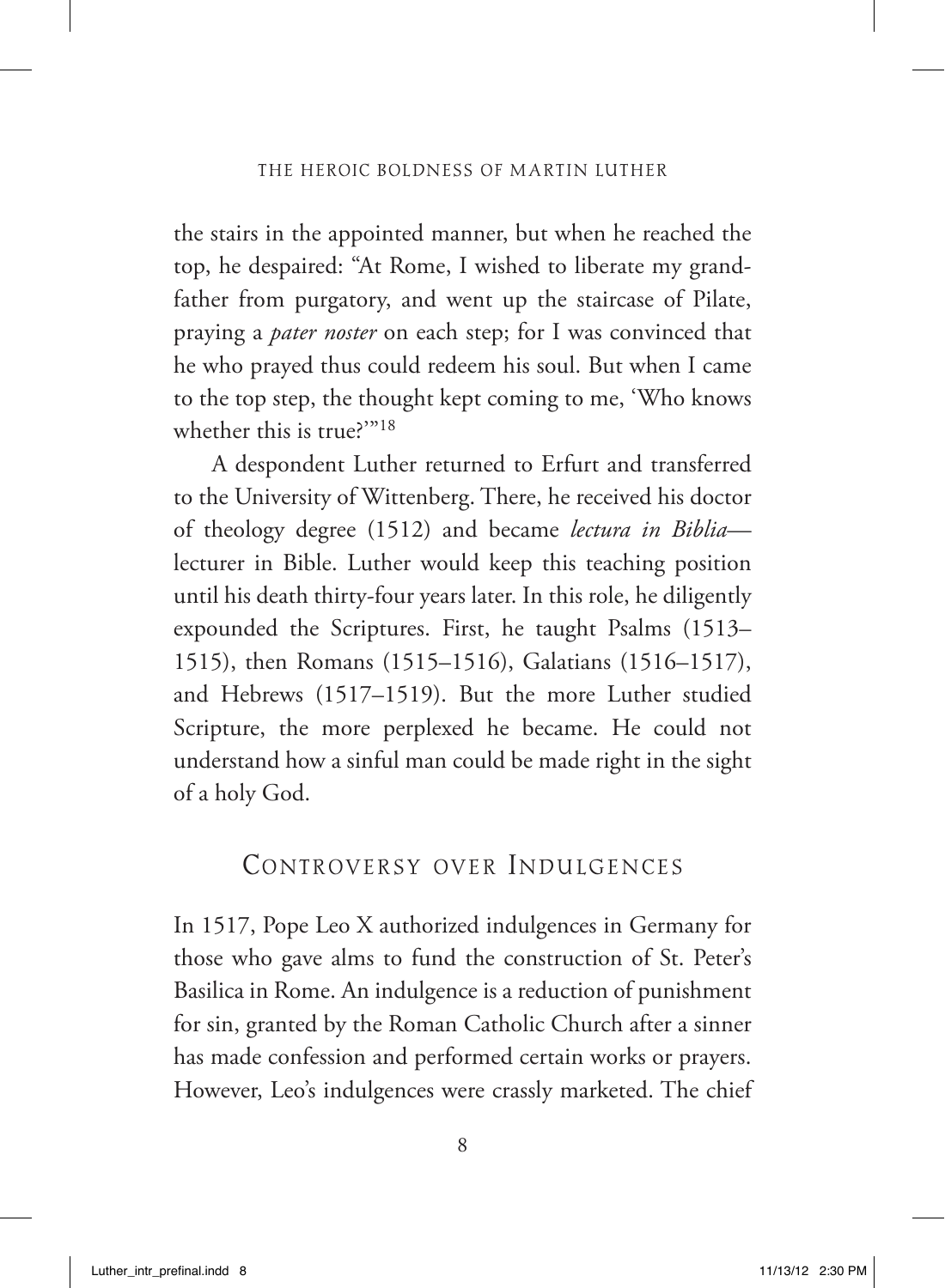the stairs in the appointed manner, but when he reached the top, he despaired: "At Rome, I wished to liberate my grandfather from purgatory, and went up the staircase of Pilate, praying a *pater noster* on each step; for I was convinced that he who prayed thus could redeem his soul. But when I came to the top step, the thought kept coming to me, 'Who knows whether this is true?'"[18]

A despondent Luther returned to Erfurt and transferred to the University of Wittenberg. There, he received his doctor of theology degree (1512) and became *lectura in Biblia*—lecturer in Bible. Luther would keep this teaching position until his death thirty-four years later. In this role, he diligently expounded the Scriptures. First, he taught Psalms (1513–1515), then Romans (1515–1516), Galatians (1516–1517), and Hebrews (1517–1519). But the more Luther studied Scripture, the more perplexed he became. He could not understand how a sinful man could be made right in the sight of a holy God.

## Controversy over Indulgences

In 1517, Pope Leo X authorized indulgences in Germany for those who gave alms to fund the construction of St. Peter's Basilica in Rome. An indulgence is a reduction of punishment for sin, granted by the Roman Catholic Church after a sinner has made confession and performed certain works or prayers. However, Leo's indulgences were crassly marketed. The chief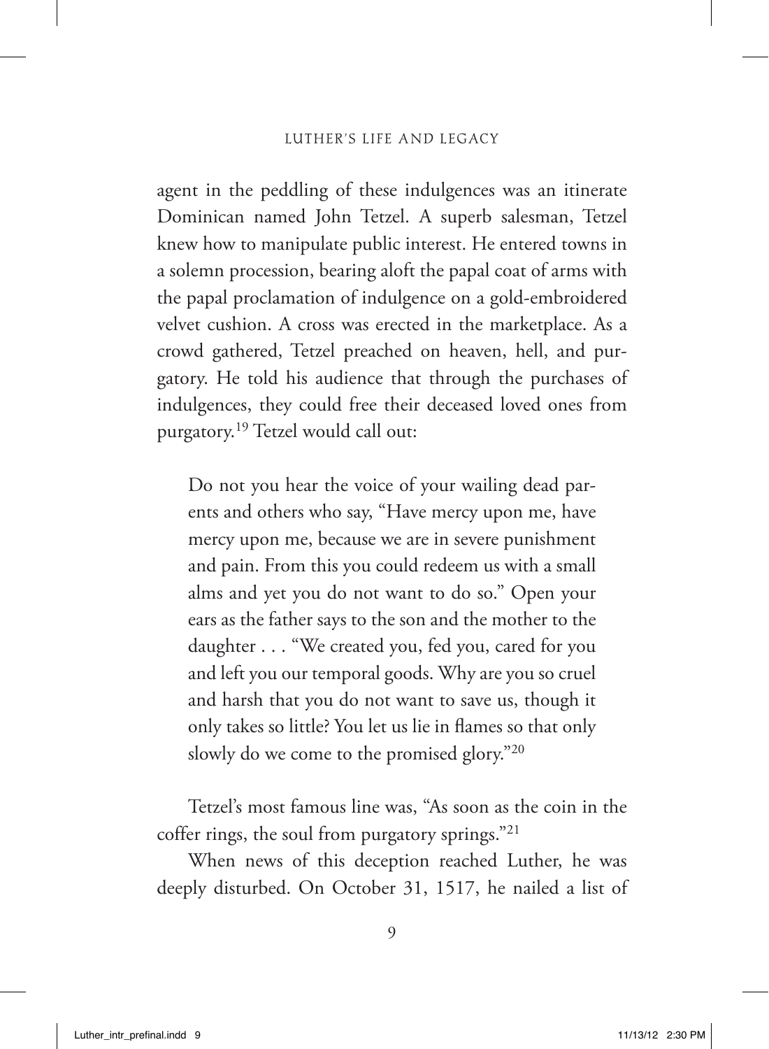agent in the peddling of these indulgences was an itinerate Dominican named John Tetzel. A superb salesman, Tetzel knew how to manipulate public interest. He entered towns in a solemn procession, bearing aloft the papal coat of arms with the papal proclamation of indulgence on a gold-embroidered velvet cushion. A cross was erected in the marketplace. As a crowd gathered, Tetzel preached on heaven, hell, and purgatory. He told his audience that through the purchases of indulgences, they could free their deceased loved ones from purgatory.[19] Tetzel would call out:

> Do not you hear the voice of your wailing dead parents and others who say, "Have mercy upon me, have mercy upon me, because we are in severe punishment and pain. From this you could redeem us with a small alms and yet you do not want to do so." Open your ears as the father says to the son and the mother to the daughter . . . "We created you, fed you, cared for you and left you our temporal goods. Why are you so cruel and harsh that you do not want to save us, though it only takes so little? You let us lie in flames so that only slowly do we come to the promised glory."[20]

Tetzel's most famous line was, "As soon as the coin in the coffer rings, the soul from purgatory springs."[21]

When news of this deception reached Luther, he was deeply disturbed. On October 31, 1517, he nailed a list of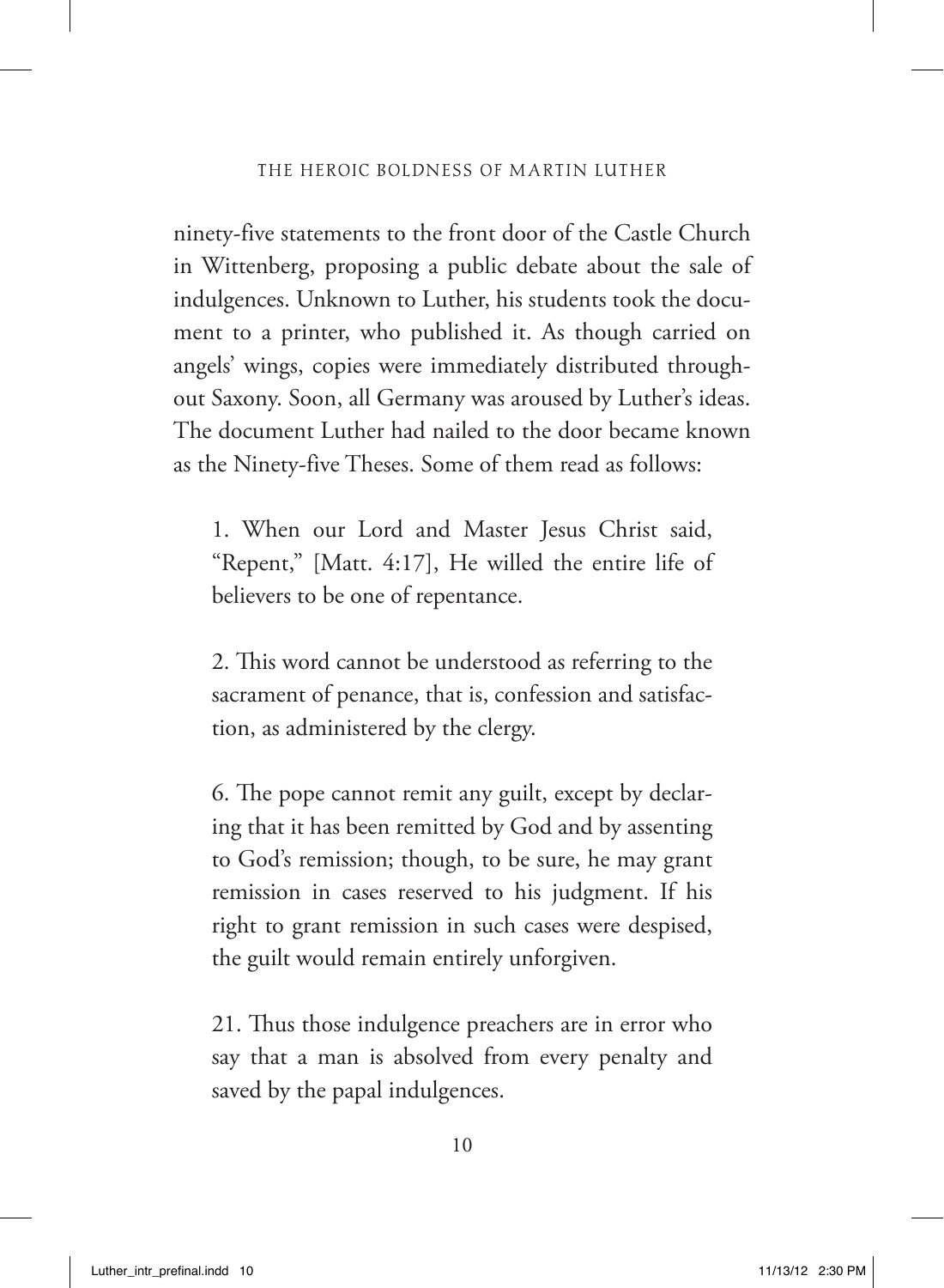ninety-five statements to the front door of the Castle Church in Wittenberg, proposing a public debate about the sale of indulgences. Unknown to Luther, his students took the document to a printer, who published it. As though carried on angels' wings, copies were immediately distributed throughout Saxony. Soon, all Germany was aroused by Luther's ideas. The document Luther had nailed to the door became known as the Ninety-five Theses. Some of them read as follows:

> 1. When our Lord and Master Jesus Christ said, "Repent," [Matt. 4:17], He willed the entire life of believers to be one of repentance.
>
> 2. This word cannot be understood as referring to the sacrament of penance, that is, confession and satisfaction, as administered by the clergy.
>
> 6. The pope cannot remit any guilt, except by declaring that it has been remitted by God and by assenting to God's remission; though, to be sure, he may grant remission in cases reserved to his judgment. If his right to grant remission in such cases were despised, the guilt would remain entirely unforgiven.
>
> 21. Thus those indulgence preachers are in error who say that a man is absolved from every penalty and saved by the papal indulgences.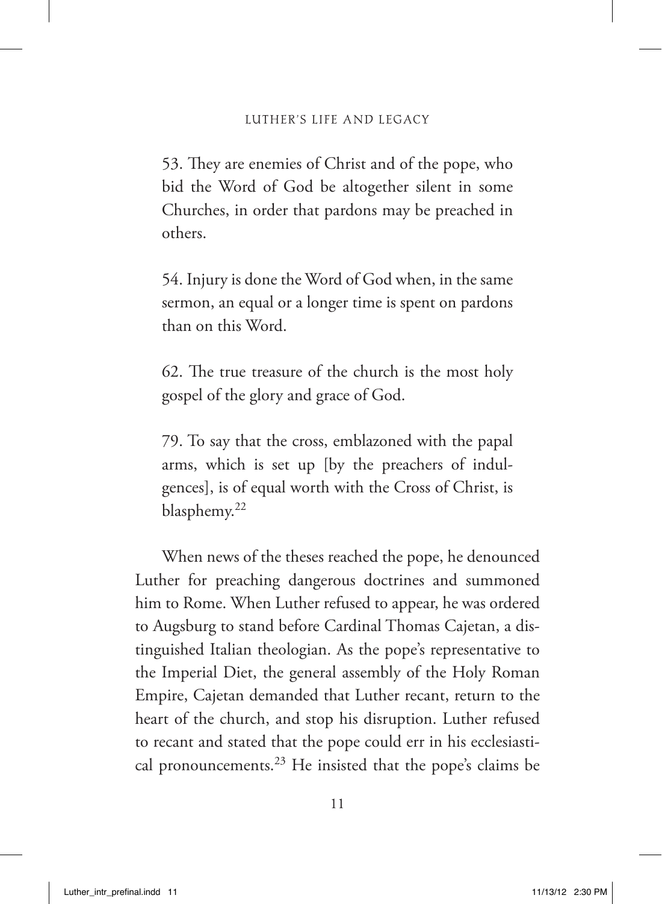53. They are enemies of Christ and of the pope, who bid the Word of God be altogether silent in some Churches, in order that pardons may be preached in others.

54. Injury is done the Word of God when, in the same sermon, an equal or a longer time is spent on pardons than on this Word.

62. The true treasure of the church is the most holy gospel of the glory and grace of God.

79. To say that the cross, emblazoned with the papal arms, which is set up [by the preachers of indulgences], is of equal worth with the Cross of Christ, is blasphemy.[22]

When news of the theses reached the pope, he denounced Luther for preaching dangerous doctrines and summoned him to Rome. When Luther refused to appear, he was ordered to Augsburg to stand before Cardinal Thomas Cajetan, a distinguished Italian theologian. As the pope's representative to the Imperial Diet, the general assembly of the Holy Roman Empire, Cajetan demanded that Luther recant, return to the heart of the church, and stop his disruption. Luther refused to recant and stated that the pope could err in his ecclesiastical pronouncements.[23] He insisted that the pope's claims be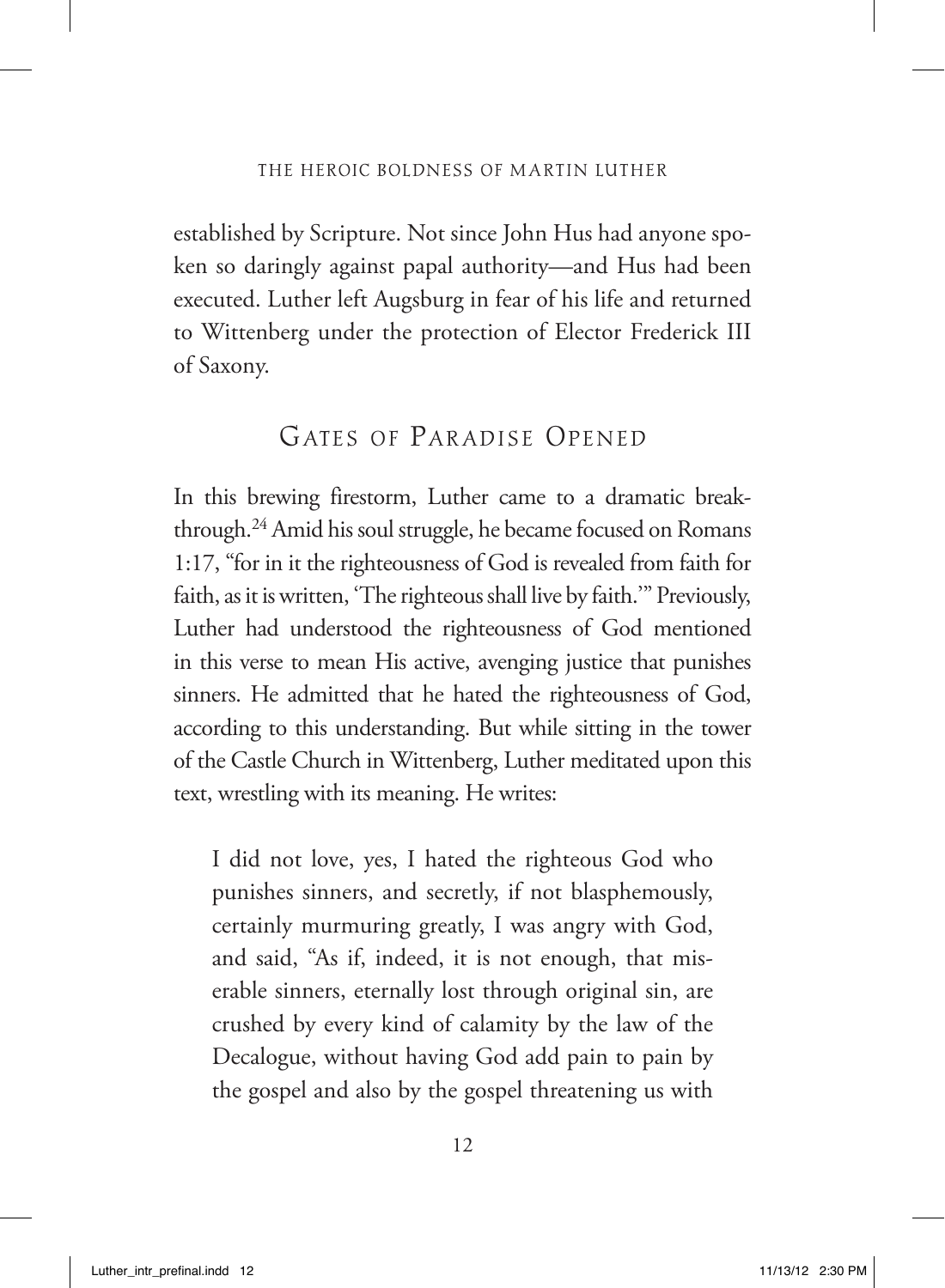established by Scripture. Not since John Hus had anyone spoken so daringly against papal authority—and Hus had been executed. Luther left Augsburg in fear of his life and returned to Wittenberg under the protection of Elector Frederick III of Saxony.

## Gates of Paradise Opened

In this brewing firestorm, Luther came to a dramatic breakthrough.[24] Amid his soul struggle, he became focused on Romans 1:17, "for in it the righteousness of God is revealed from faith for faith, as it is written, 'The righteous shall live by faith.'" Previously, Luther had understood the righteousness of God mentioned in this verse to mean His active, avenging justice that punishes sinners. He admitted that he hated the righteousness of God, according to this understanding. But while sitting in the tower of the Castle Church in Wittenberg, Luther meditated upon this text, wrestling with its meaning. He writes:

> I did not love, yes, I hated the righteous God who punishes sinners, and secretly, if not blasphemously, certainly murmuring greatly, I was angry with God, and said, "As if, indeed, it is not enough, that miserable sinners, eternally lost through original sin, are crushed by every kind of calamity by the law of the Decalogue, without having God add pain to pain by the gospel and also by the gospel threatening us with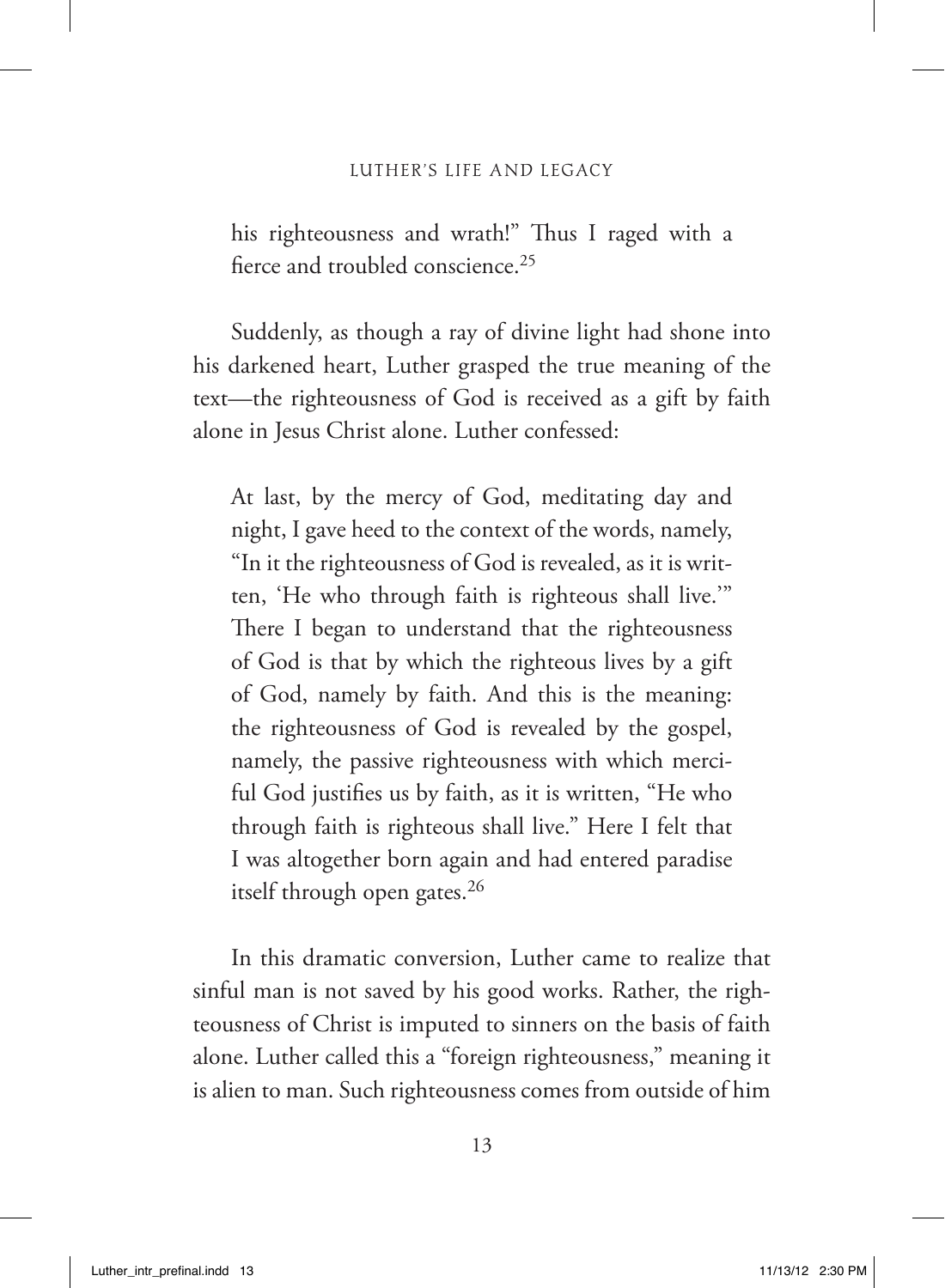> his righteousness and wrath!" Thus I raged with a fierce and troubled conscience.[25]

Suddenly, as though a ray of divine light had shone into his darkened heart, Luther grasped the true meaning of the text—the righteousness of God is received as a gift by faith alone in Jesus Christ alone. Luther confessed:

> At last, by the mercy of God, meditating day and night, I gave heed to the context of the words, namely, "In it the righteousness of God is revealed, as it is written, 'He who through faith is righteous shall live.'" There I began to understand that the righteousness of God is that by which the righteous lives by a gift of God, namely by faith. And this is the meaning: the righteousness of God is revealed by the gospel, namely, the passive righteousness with which merciful God justifies us by faith, as it is written, "He who through faith is righteous shall live." Here I felt that I was altogether born again and had entered paradise itself through open gates.[26]

In this dramatic conversion, Luther came to realize that sinful man is not saved by his good works. Rather, the righteousness of Christ is imputed to sinners on the basis of faith alone. Luther called this a "foreign righteousness," meaning it is alien to man. Such righteousness comes from outside of him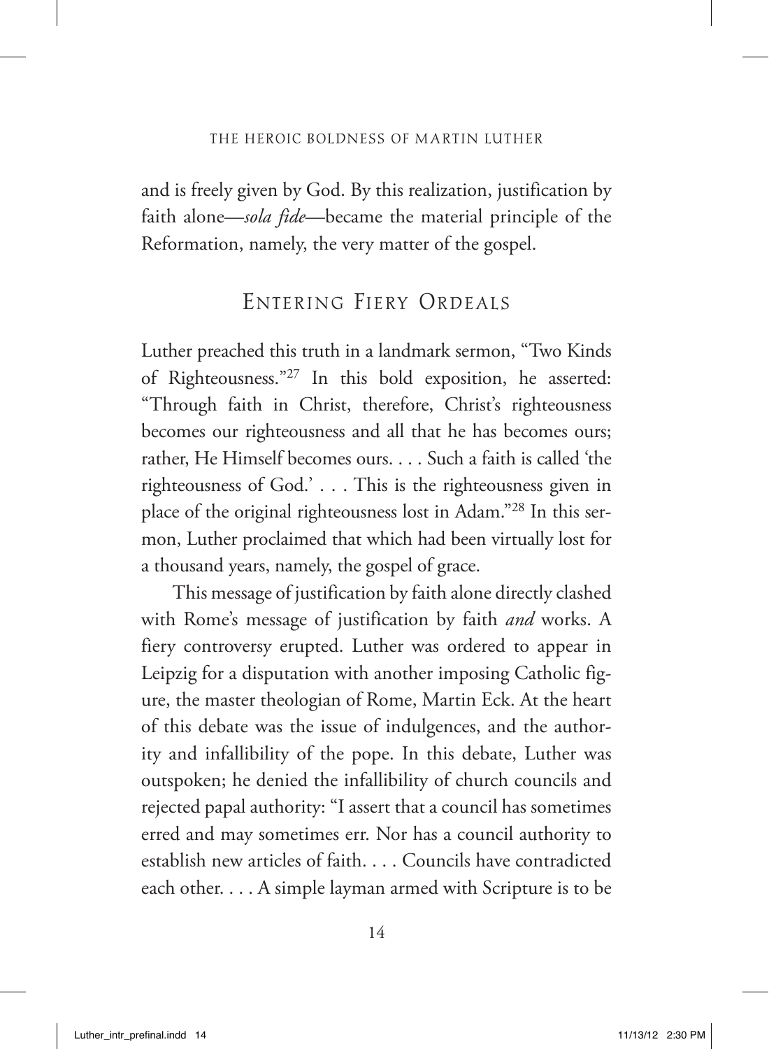and is freely given by God. By this realization, justification by faith alone—*sola fide*—became the material principle of the Reformation, namely, the very matter of the gospel.

## Entering Fiery Ordeals

Luther preached this truth in a landmark sermon, "Two Kinds of Righteousness."[27] In this bold exposition, he asserted: "Through faith in Christ, therefore, Christ's righteousness becomes our righteousness and all that he has becomes ours; rather, He Himself becomes ours. . . . Such a faith is called 'the righteousness of God.' . . . This is the righteousness given in place of the original righteousness lost in Adam."[28] In this sermon, Luther proclaimed that which had been virtually lost for a thousand years, namely, the gospel of grace.

This message of justification by faith alone directly clashed with Rome's message of justification by faith *and* works. A fiery controversy erupted. Luther was ordered to appear in Leipzig for a disputation with another imposing Catholic figure, the master theologian of Rome, Martin Eck. At the heart of this debate was the issue of indulgences, and the authority and infallibility of the pope. In this debate, Luther was outspoken; he denied the infallibility of church councils and rejected papal authority: "I assert that a council has sometimes erred and may sometimes err. Nor has a council authority to establish new articles of faith. . . . Councils have contradicted each other. . . . A simple layman armed with Scripture is to be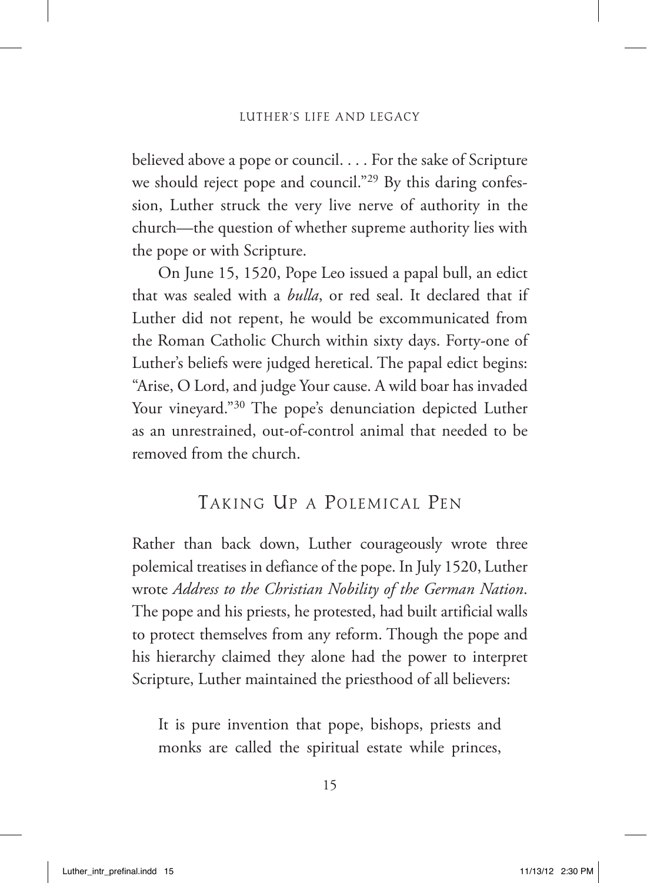believed above a pope or council. . . . For the sake of Scripture we should reject pope and council."[29] By this daring confession, Luther struck the very live nerve of authority in the church—the question of whether supreme authority lies with the pope or with Scripture.

On June 15, 1520, Pope Leo issued a papal bull, an edict that was sealed with a *bulla*, or red seal. It declared that if Luther did not repent, he would be excommunicated from the Roman Catholic Church within sixty days. Forty-one of Luther's beliefs were judged heretical. The papal edict begins: "Arise, O Lord, and judge Your cause. A wild boar has invaded Your vineyard."[30] The pope's denunciation depicted Luther as an unrestrained, out-of-control animal that needed to be removed from the church.

## Taking Up a Polemical Pen

Rather than back down, Luther courageously wrote three polemical treatises in defiance of the pope. In July 1520, Luther wrote *Address to the Christian Nobility of the German Nation*. The pope and his priests, he protested, had built artificial walls to protect themselves from any reform. Though the pope and his hierarchy claimed they alone had the power to interpret Scripture, Luther maintained the priesthood of all believers:

> It is pure invention that pope, bishops, priests and monks are called the spiritual estate while princes,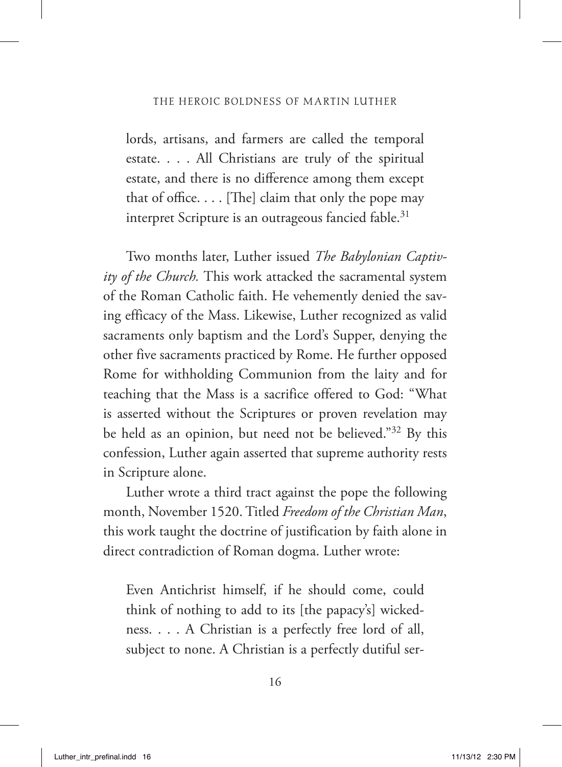> lords, artisans, and farmers are called the temporal estate. . . . All Christians are truly of the spiritual estate, and there is no difference among them except that of office. . . . [The] claim that only the pope may interpret Scripture is an outrageous fancied fable.[31]

Two months later, Luther issued *The Babylonian Captivity of the Church.* This work attacked the sacramental system of the Roman Catholic faith. He vehemently denied the saving efficacy of the Mass. Likewise, Luther recognized as valid sacraments only baptism and the Lord's Supper, denying the other five sacraments practiced by Rome. He further opposed Rome for withholding Communion from the laity and for teaching that the Mass is a sacrifice offered to God: "What is asserted without the Scriptures or proven revelation may be held as an opinion, but need not be believed."[32] By this confession, Luther again asserted that supreme authority rests in Scripture alone.

Luther wrote a third tract against the pope the following month, November 1520. Titled *Freedom of the Christian Man*, this work taught the doctrine of justification by faith alone in direct contradiction of Roman dogma. Luther wrote:

> Even Antichrist himself, if he should come, could think of nothing to add to its [the papacy's] wickedness. . . . A Christian is a perfectly free lord of all, subject to none. A Christian is a perfectly dutiful ser-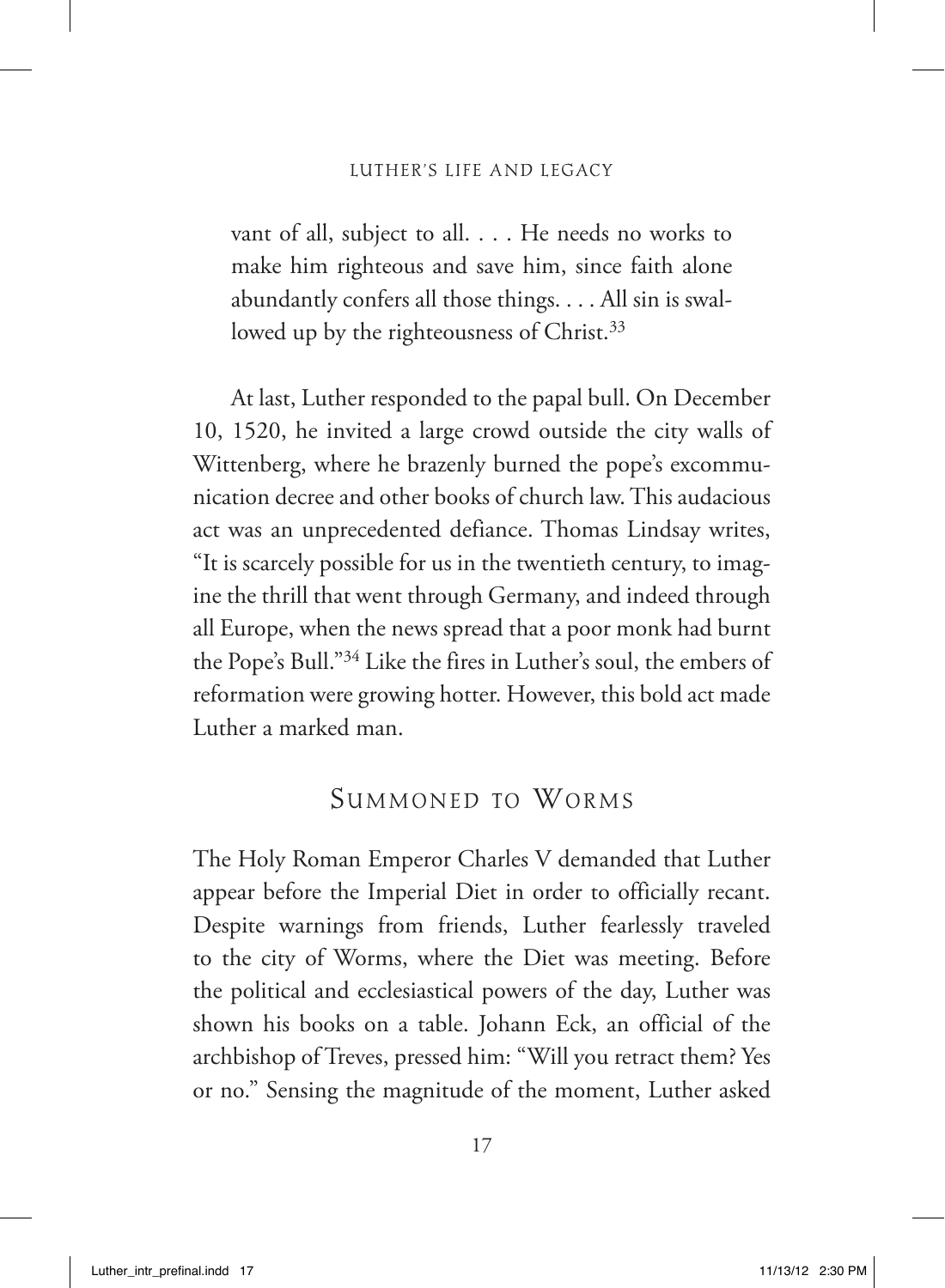vant of all, subject to all. . . . He needs no works to make him righteous and save him, since faith alone abundantly confers all those things. . . . All sin is swallowed up by the righteousness of Christ.[33]

At last, Luther responded to the papal bull. On December 10, 1520, he invited a large crowd outside the city walls of Wittenberg, where he brazenly burned the pope's excommunication decree and other books of church law. This audacious act was an unprecedented defiance. Thomas Lindsay writes, "It is scarcely possible for us in the twentieth century, to imagine the thrill that went through Germany, and indeed through all Europe, when the news spread that a poor monk had burnt the Pope's Bull."[34] Like the fires in Luther's soul, the embers of reformation were growing hotter. However, this bold act made Luther a marked man.

## Summoned to Worms

The Holy Roman Emperor Charles V demanded that Luther appear before the Imperial Diet in order to officially recant. Despite warnings from friends, Luther fearlessly traveled to the city of Worms, where the Diet was meeting. Before the political and ecclesiastical powers of the day, Luther was shown his books on a table. Johann Eck, an official of the archbishop of Treves, pressed him: "Will you retract them? Yes or no." Sensing the magnitude of the moment, Luther asked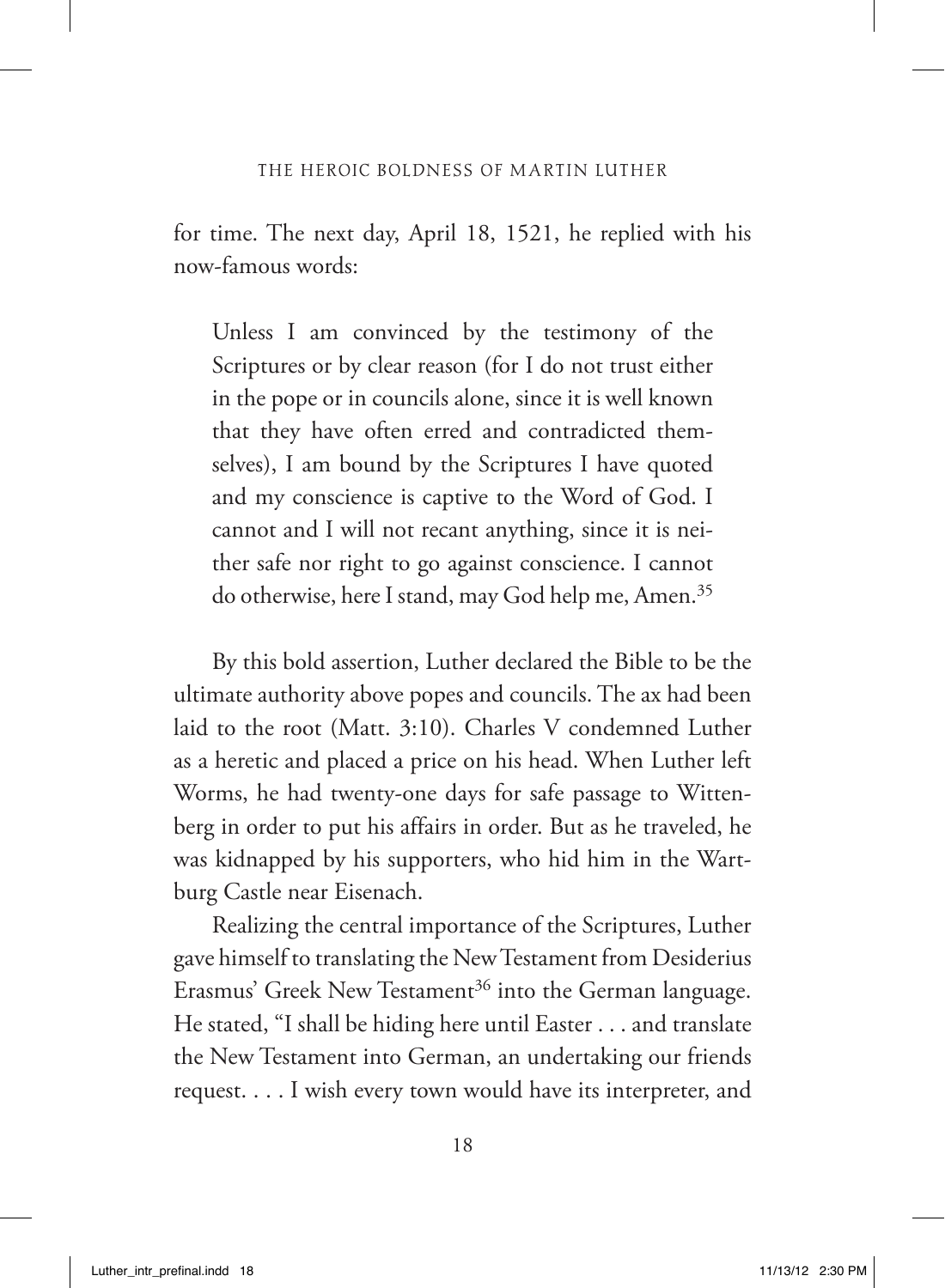for time. The next day, April 18, 1521, he replied with his now-famous words:

> Unless I am convinced by the testimony of the Scriptures or by clear reason (for I do not trust either in the pope or in councils alone, since it is well known that they have often erred and contradicted themselves), I am bound by the Scriptures I have quoted and my conscience is captive to the Word of God. I cannot and I will not recant anything, since it is neither safe nor right to go against conscience. I cannot do otherwise, here I stand, may God help me, Amen.[35]

By this bold assertion, Luther declared the Bible to be the ultimate authority above popes and councils. The ax had been laid to the root (Matt. 3:10). Charles V condemned Luther as a heretic and placed a price on his head. When Luther left Worms, he had twenty-one days for safe passage to Wittenberg in order to put his affairs in order. But as he traveled, he was kidnapped by his supporters, who hid him in the Wartburg Castle near Eisenach.

Realizing the central importance of the Scriptures, Luther gave himself to translating the New Testament from Desiderius Erasmus' Greek New Testament[36] into the German language. He stated, "I shall be hiding here until Easter . . . and translate the New Testament into German, an undertaking our friends request. . . . I wish every town would have its interpreter, and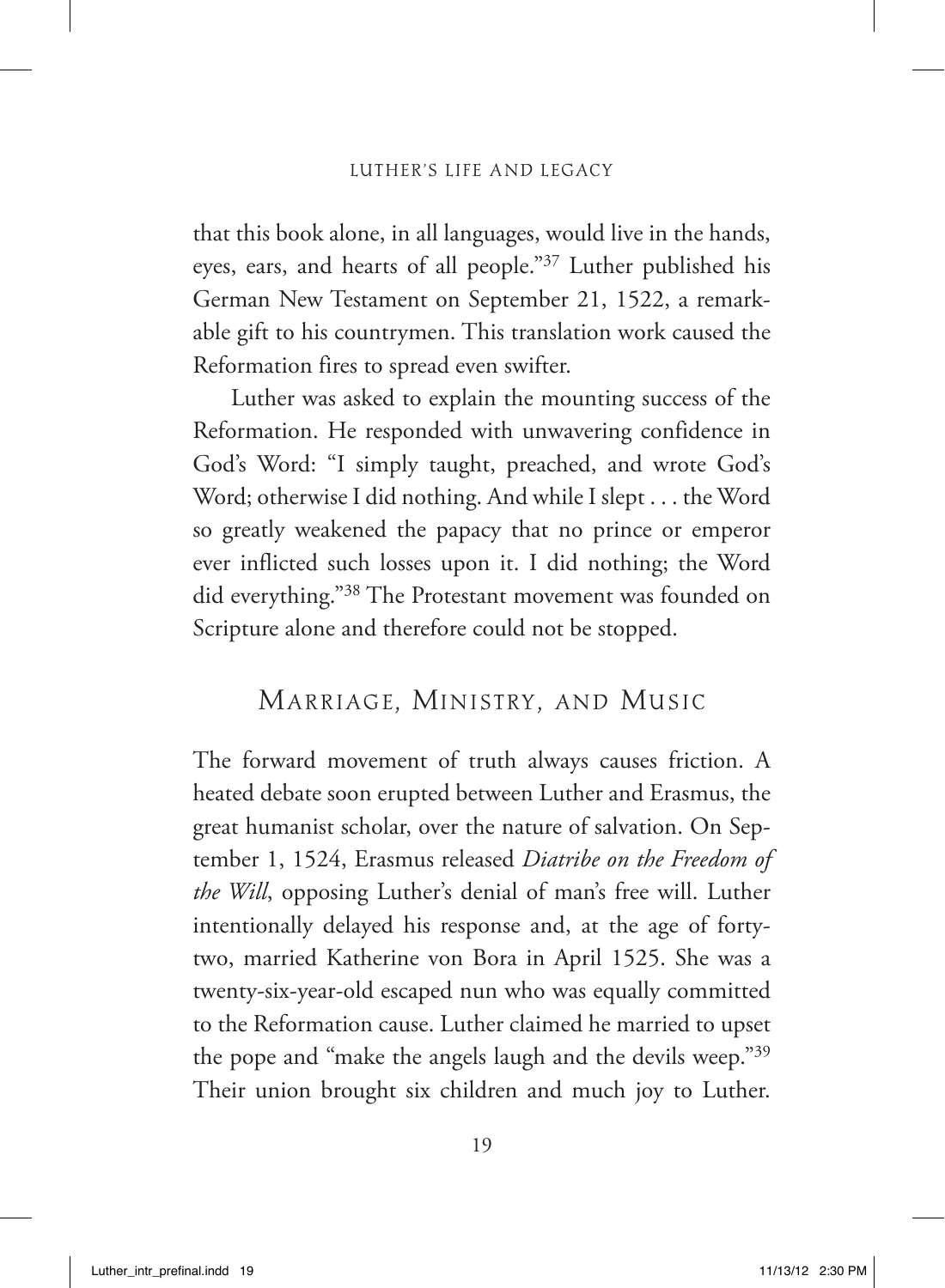that this book alone, in all languages, would live in the hands, eyes, ears, and hearts of all people."[37] Luther published his German New Testament on September 21, 1522, a remarkable gift to his countrymen. This translation work caused the Reformation fires to spread even swifter.

Luther was asked to explain the mounting success of the Reformation. He responded with unwavering confidence in God's Word: "I simply taught, preached, and wrote God's Word; otherwise I did nothing. And while I slept . . . the Word so greatly weakened the papacy that no prince or emperor ever inflicted such losses upon it. I did nothing; the Word did everything."[38] The Protestant movement was founded on Scripture alone and therefore could not be stopped.

## Marriage, Ministry, and Music

The forward movement of truth always causes friction. A heated debate soon erupted between Luther and Erasmus, the great humanist scholar, over the nature of salvation. On September 1, 1524, Erasmus released *Diatribe on the Freedom of the Will*, opposing Luther's denial of man's free will. Luther intentionally delayed his response and, at the age of forty-two, married Katherine von Bora in April 1525. She was a twenty-six-year-old escaped nun who was equally committed to the Reformation cause. Luther claimed he married to upset the pope and "make the angels laugh and the devils weep."[39] Their union brought six children and much joy to Luther.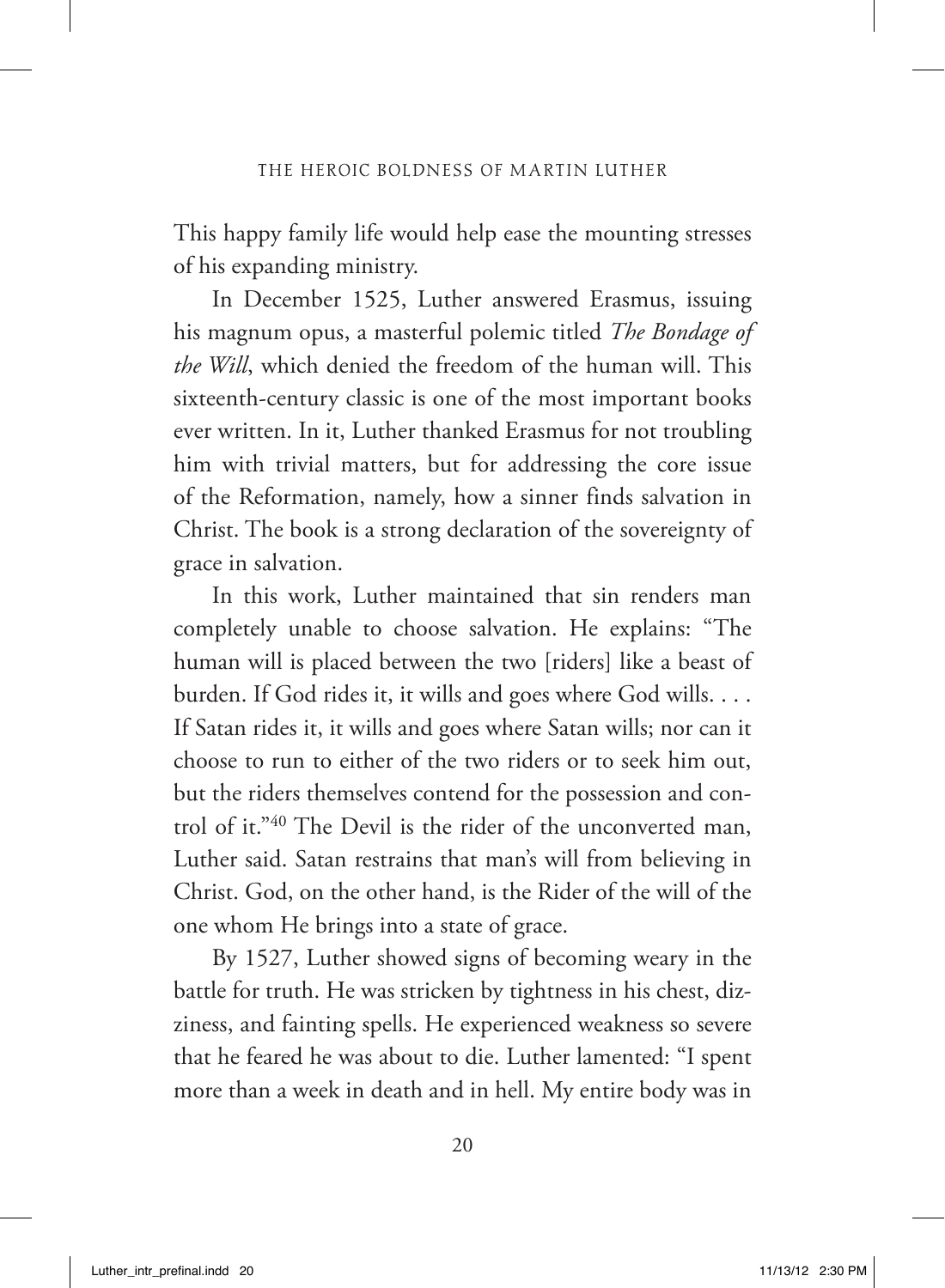This happy family life would help ease the mounting stresses of his expanding ministry.

In December 1525, Luther answered Erasmus, issuing his magnum opus, a masterful polemic titled *The Bondage of the Will*, which denied the freedom of the human will. This sixteenth-century classic is one of the most important books ever written. In it, Luther thanked Erasmus for not troubling him with trivial matters, but for addressing the core issue of the Reformation, namely, how a sinner finds salvation in Christ. The book is a strong declaration of the sovereignty of grace in salvation.

In this work, Luther maintained that sin renders man completely unable to choose salvation. He explains: "The human will is placed between the two [riders] like a beast of burden. If God rides it, it wills and goes where God wills. . . . If Satan rides it, it wills and goes where Satan wills; nor can it choose to run to either of the two riders or to seek him out, but the riders themselves contend for the possession and control of it."[40] The Devil is the rider of the unconverted man, Luther said. Satan restrains that man's will from believing in Christ. God, on the other hand, is the Rider of the will of the one whom He brings into a state of grace.

By 1527, Luther showed signs of becoming weary in the battle for truth. He was stricken by tightness in his chest, dizziness, and fainting spells. He experienced weakness so severe that he feared he was about to die. Luther lamented: "I spent more than a week in death and in hell. My entire body was in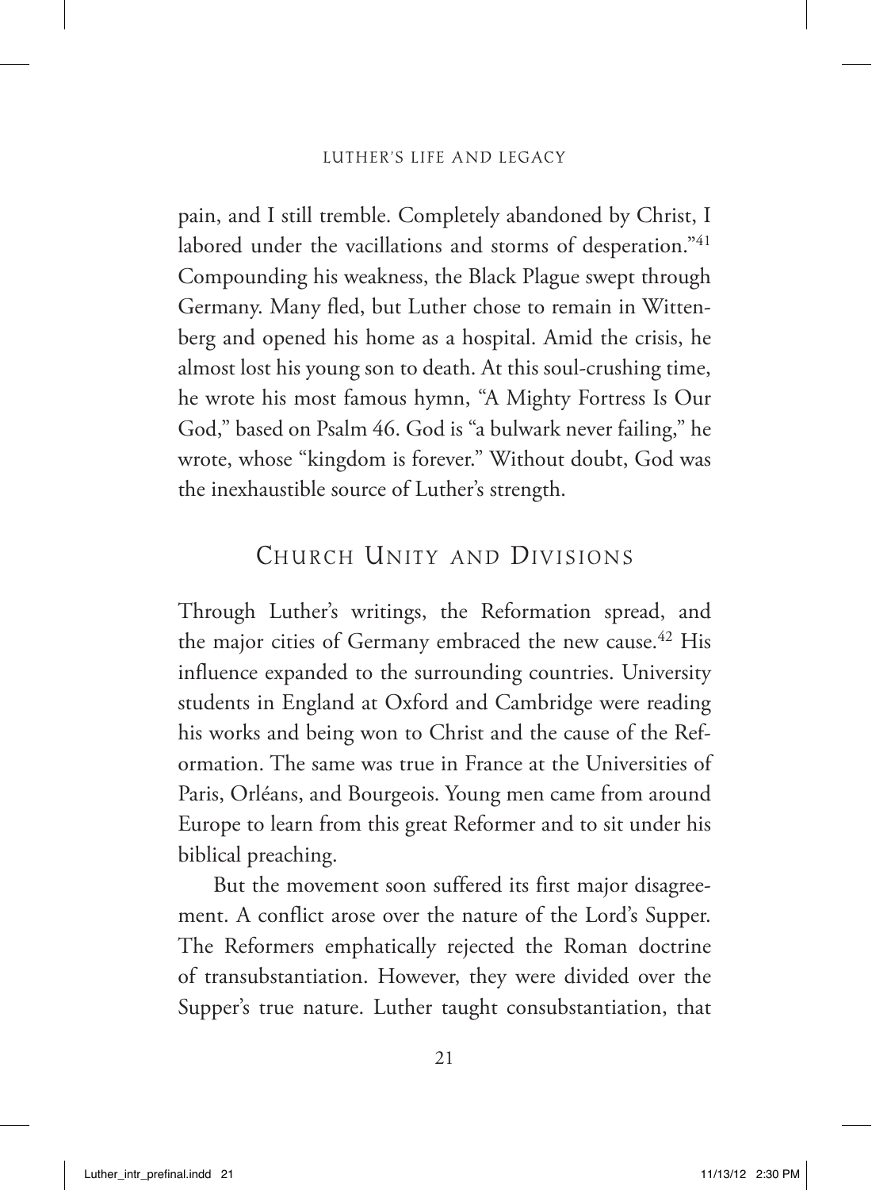pain, and I still tremble. Completely abandoned by Christ, I labored under the vacillations and storms of desperation."[41] Compounding his weakness, the Black Plague swept through Germany. Many fled, but Luther chose to remain in Wittenberg and opened his home as a hospital. Amid the crisis, he almost lost his young son to death. At this soul-crushing time, he wrote his most famous hymn, "A Mighty Fortress Is Our God," based on Psalm 46. God is "a bulwark never failing," he wrote, whose "kingdom is forever." Without doubt, God was the inexhaustible source of Luther's strength.

## Church Unity and Divisions

Through Luther's writings, the Reformation spread, and the major cities of Germany embraced the new cause.[42] His influence expanded to the surrounding countries. University students in England at Oxford and Cambridge were reading his works and being won to Christ and the cause of the Reformation. The same was true in France at the Universities of Paris, Orléans, and Bourgeois. Young men came from around Europe to learn from this great Reformer and to sit under his biblical preaching.

But the movement soon suffered its first major disagreement. A conflict arose over the nature of the Lord's Supper. The Reformers emphatically rejected the Roman doctrine of transubstantiation. However, they were divided over the Supper's true nature. Luther taught consubstantiation, that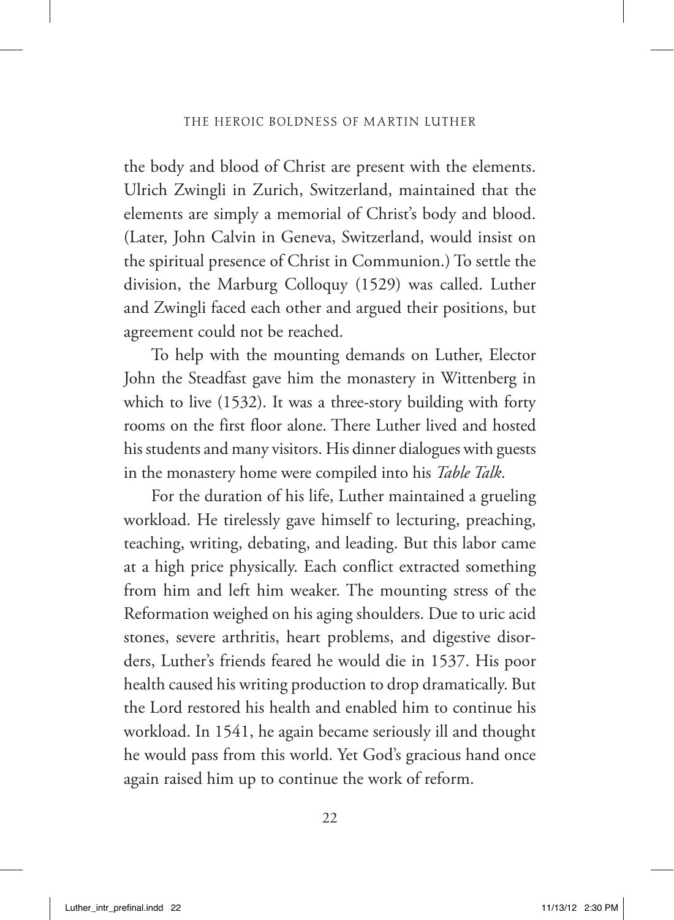the body and blood of Christ are present with the elements. Ulrich Zwingli in Zurich, Switzerland, maintained that the elements are simply a memorial of Christ's body and blood. (Later, John Calvin in Geneva, Switzerland, would insist on the spiritual presence of Christ in Communion.) To settle the division, the Marburg Colloquy (1529) was called. Luther and Zwingli faced each other and argued their positions, but agreement could not be reached.

To help with the mounting demands on Luther, Elector John the Steadfast gave him the monastery in Wittenberg in which to live (1532). It was a three-story building with forty rooms on the first floor alone. There Luther lived and hosted his students and many visitors. His dinner dialogues with guests in the monastery home were compiled into his *Table Talk*.

For the duration of his life, Luther maintained a grueling workload. He tirelessly gave himself to lecturing, preaching, teaching, writing, debating, and leading. But this labor came at a high price physically. Each conflict extracted something from him and left him weaker. The mounting stress of the Reformation weighed on his aging shoulders. Due to uric acid stones, severe arthritis, heart problems, and digestive disorders, Luther's friends feared he would die in 1537. His poor health caused his writing production to drop dramatically. But the Lord restored his health and enabled him to continue his workload. In 1541, he again became seriously ill and thought he would pass from this world. Yet God's gracious hand once again raised him up to continue the work of reform.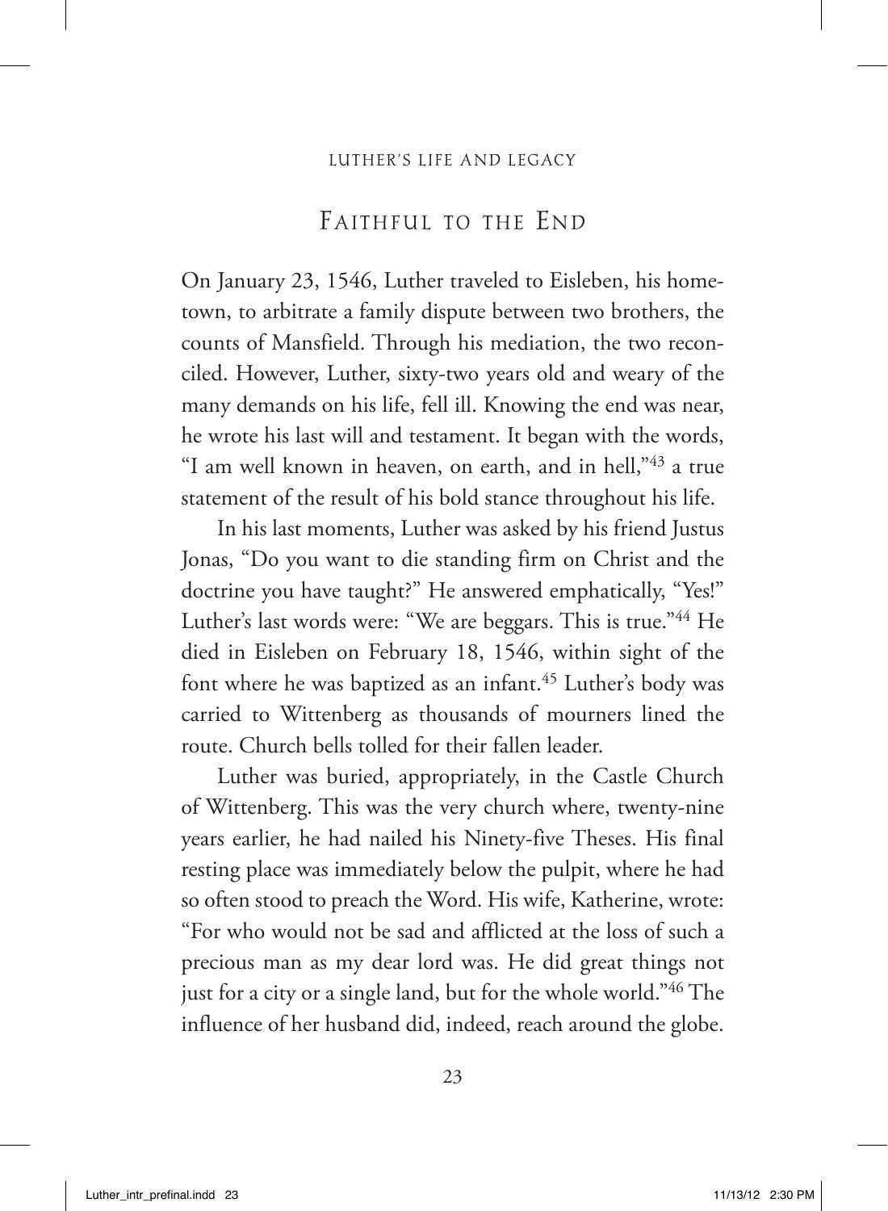## Faithful to the End

On January 23, 1546, Luther traveled to Eisleben, his hometown, to arbitrate a family dispute between two brothers, the counts of Mansfield. Through his mediation, the two reconciled. However, Luther, sixty-two years old and weary of the many demands on his life, fell ill. Knowing the end was near, he wrote his last will and testament. It began with the words, "I am well known in heaven, on earth, and in hell,"[43] a true statement of the result of his bold stance throughout his life.

In his last moments, Luther was asked by his friend Justus Jonas, "Do you want to die standing firm on Christ and the doctrine you have taught?" He answered emphatically, "Yes!" Luther's last words were: "We are beggars. This is true."[44] He died in Eisleben on February 18, 1546, within sight of the font where he was baptized as an infant.[45] Luther's body was carried to Wittenberg as thousands of mourners lined the route. Church bells tolled for their fallen leader.

Luther was buried, appropriately, in the Castle Church of Wittenberg. This was the very church where, twenty-nine years earlier, he had nailed his Ninety-five Theses. His final resting place was immediately below the pulpit, where he had so often stood to preach the Word. His wife, Katherine, wrote: "For who would not be sad and afflicted at the loss of such a precious man as my dear lord was. He did great things not just for a city or a single land, but for the whole world."[46] The influence of her husband did, indeed, reach around the globe.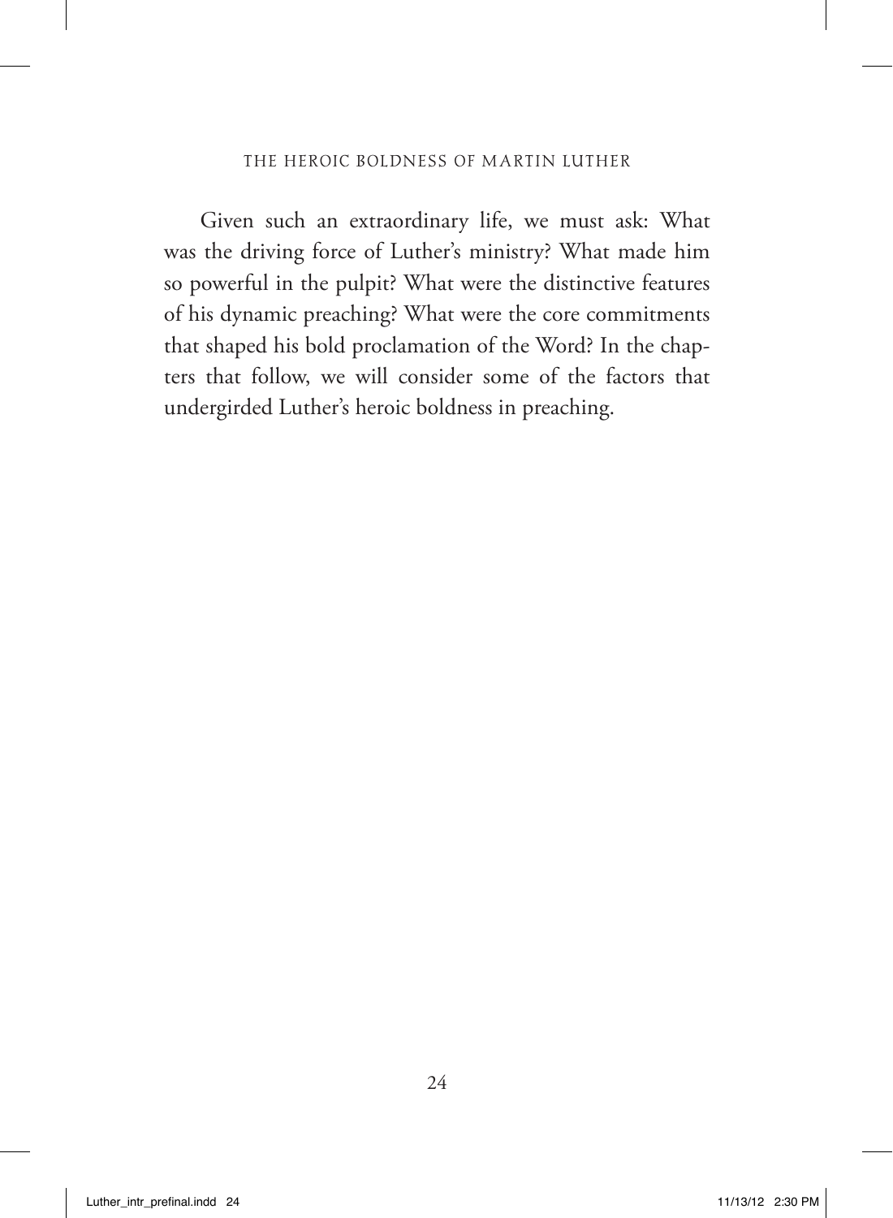Given such an extraordinary life, we must ask: What was the driving force of Luther's ministry? What made him so powerful in the pulpit? What were the distinctive features of his dynamic preaching? What were the core commitments that shaped his bold proclamation of the Word? In the chapters that follow, we will consider some of the factors that undergirded Luther's heroic boldness in preaching.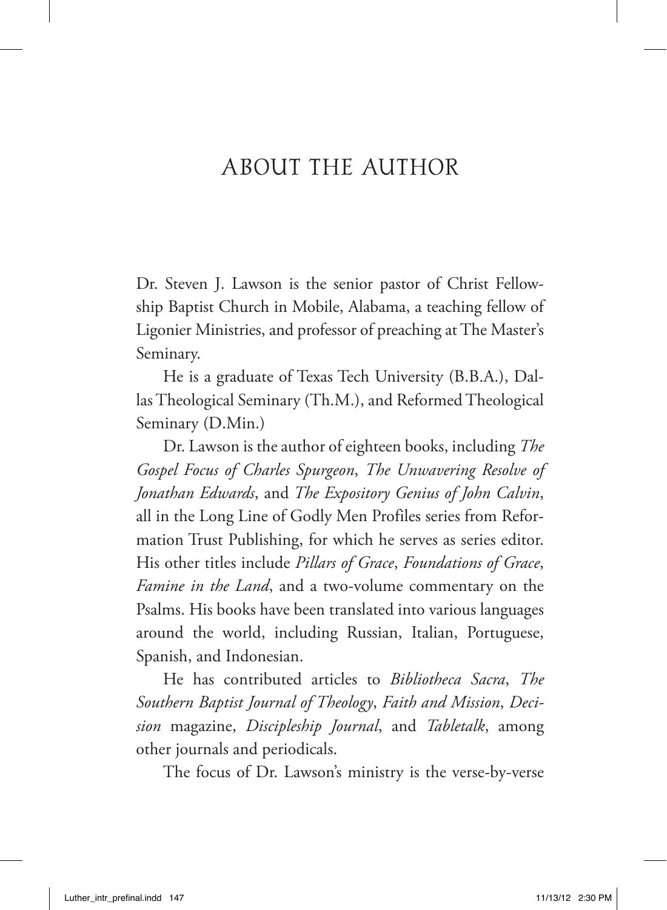# ABOUT THE AUTHOR

Dr. Steven J. Lawson is the senior pastor of Christ Fellowship Baptist Church in Mobile, Alabama, a teaching fellow of Ligonier Ministries, and professor of preaching at The Master's Seminary.

He is a graduate of Texas Tech University (B.B.A.), Dallas Theological Seminary (Th.M.), and Reformed Theological Seminary (D.Min.)

Dr. Lawson is the author of eighteen books, including *The Gospel Focus of Charles Spurgeon*, *The Unwavering Resolve of Jonathan Edwards*, and *The Expository Genius of John Calvin*, all in the Long Line of Godly Men Profiles series from Reformation Trust Publishing, for which he serves as series editor. His other titles include *Pillars of Grace*, *Foundations of Grace*, *Famine in the Land*, and a two-volume commentary on the Psalms. His books have been translated into various languages around the world, including Russian, Italian, Portuguese, Spanish, and Indonesian.

He has contributed articles to *Bibliotheca Sacra*, *The Southern Baptist Journal of Theology*, *Faith and Mission*, *Decision* magazine, *Discipleship Journal*, and *Tabletalk*, among other journals and periodicals.

The focus of Dr. Lawson's ministry is the verse-by-verse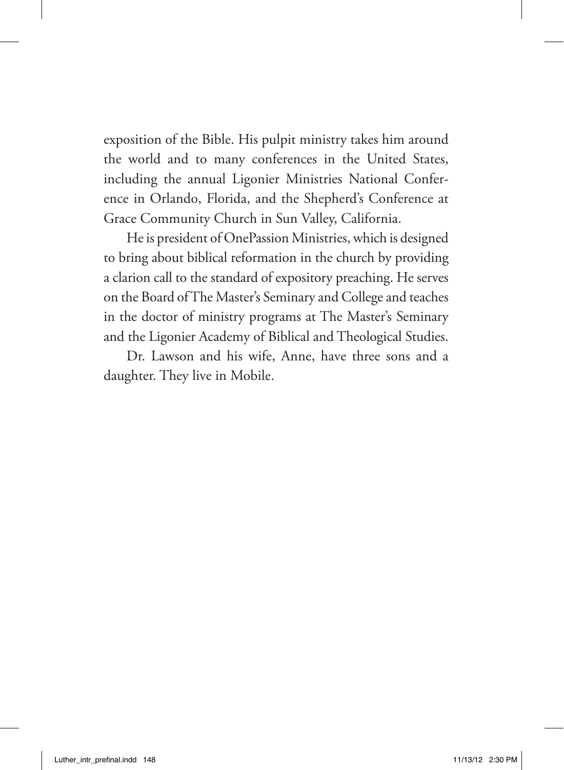exposition of the Bible. His pulpit ministry takes him around the world and to many conferences in the United States, including the annual Ligonier Ministries National Conference in Orlando, Florida, and the Shepherd's Conference at Grace Community Church in Sun Valley, California.

He is president of OnePassion Ministries, which is designed to bring about biblical reformation in the church by providing a clarion call to the standard of expository preaching. He serves on the Board of The Master's Seminary and College and teaches in the doctor of ministry programs at The Master's Seminary and the Ligonier Academy of Biblical and Theological Studies.

Dr. Lawson and his wife, Anne, have three sons and a daughter. They live in Mobile.